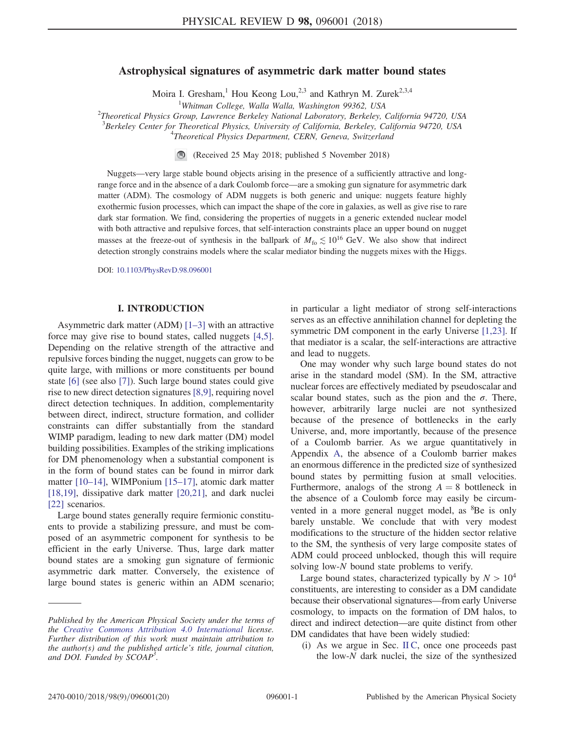# Astrophysical signatures of asymmetric dark matter bound states

Moira I. Gresham,[1] Hou Keong Lou,[2,3] and Kathryn M. Zurek[2,3,4]

[1]Whitman College, Walla Walla, Washington 99362, USA
[2]Theoretical Physics Group, Lawrence Berkeley National Laboratory, Berkeley, California 94720, USA
[3]Berkeley Center for Theoretical Physics, University of California, Berkeley, California 94720, USA
[4]Theoretical Physics Department, CERN, Geneva, Switzerland

(Received 25 May 2018; published 5 November 2018)

Nuggets—very large stable bound objects arising in the presence of a sufficiently attractive and long-range force and in the absence of a dark Coulomb force—are a smoking gun signature for asymmetric dark matter (ADM). The cosmology of ADM nuggets is both generic and unique: nuggets feature highly exothermic fusion processes, which can impact the shape of the core in galaxies, as well as give rise to rare dark star formation. We find, considering the properties of nuggets in a generic extended nuclear model with both attractive and repulsive forces, that self-interaction constraints place an upper bound on nugget masses at the freeze-out of synthesis in the ballpark of $M_{\rm fo} \lesssim 10^{16}$ GeV. We also show that indirect detection strongly constrains models where the scalar mediator binding the nuggets mixes with the Higgs.

DOI: 10.1103/PhysRevD.98.096001

## I. INTRODUCTION

Asymmetric dark matter (ADM) [1–3] with an attractive force may give rise to bound states, called nuggets [4,5]. Depending on the relative strength of the attractive and repulsive forces binding the nugget, nuggets can grow to be quite large, with millions or more constituents per bound state [6] (see also [7]). Such large bound states could give rise to new direct detection signatures [8,9], requiring novel direct detection techniques. In addition, complementarity between direct, indirect, structure formation, and collider constraints can differ substantially from the standard WIMP paradigm, leading to new dark matter (DM) model building possibilities. Examples of the striking implications for DM phenomenology when a substantial component is in the form of bound states can be found in mirror dark matter [10–14], WIMPonium [15–17], atomic dark matter [18,19], dissipative dark matter [20,21], and dark nuclei [22] scenarios.

Large bound states generally require fermionic constituents to provide a stabilizing pressure, and must be composed of an asymmetric component for synthesis to be efficient in the early Universe. Thus, large dark matter bound states are a smoking gun signature of fermionic asymmetric dark matter. Conversely, the existence of large bound states is generic within an ADM scenario; in particular a light mediator of strong self-interactions serves as an effective annihilation channel for depleting the symmetric DM component in the early Universe [1,23]. If that mediator is a scalar, the self-interactions are attractive and lead to nuggets.

One may wonder why such large bound states do not arise in the standard model (SM). In the SM, attractive nuclear forces are effectively mediated by pseudoscalar and scalar bound states, such as the pion and the $\sigma$. There, however, arbitrarily large nuclei are not synthesized because of the presence of bottlenecks in the early Universe, and, more importantly, because of the presence of a Coulomb barrier. As we argue quantitatively in Appendix A, the absence of a Coulomb barrier makes an enormous difference in the predicted size of synthesized bound states by permitting fusion at small velocities. Furthermore, analogs of the strong $A = 8$ bottleneck in the absence of a Coulomb force may easily be circumvented in a more general nugget model, as $^8$Be is only barely unstable. We conclude that with very modest modifications to the structure of the hidden sector relative to the SM, the synthesis of very large composite states of ADM nuggets could proceed unblocked, though this will require solving low-$N$ bound state problems to verify.

Large bound states, characterized typically by $N > 10^4$ constituents, are interesting to consider as a DM candidate because their observational signatures—from early Universe cosmology, to impacts on the formation of DM halos, to direct and indirect detection—are quite distinct from other DM candidates that have been widely studied:

(i) As we argue in Sec. II C, once one proceeds past the low-$N$ dark nuclei, the size of the synthesized

Published by the American Physical Society under the terms of the Creative Commons Attribution 4.0 International license. Further distribution of this work must maintain attribution to the author(s) and the published article's title, journal citation, and DOI. Funded by SCOAP[3].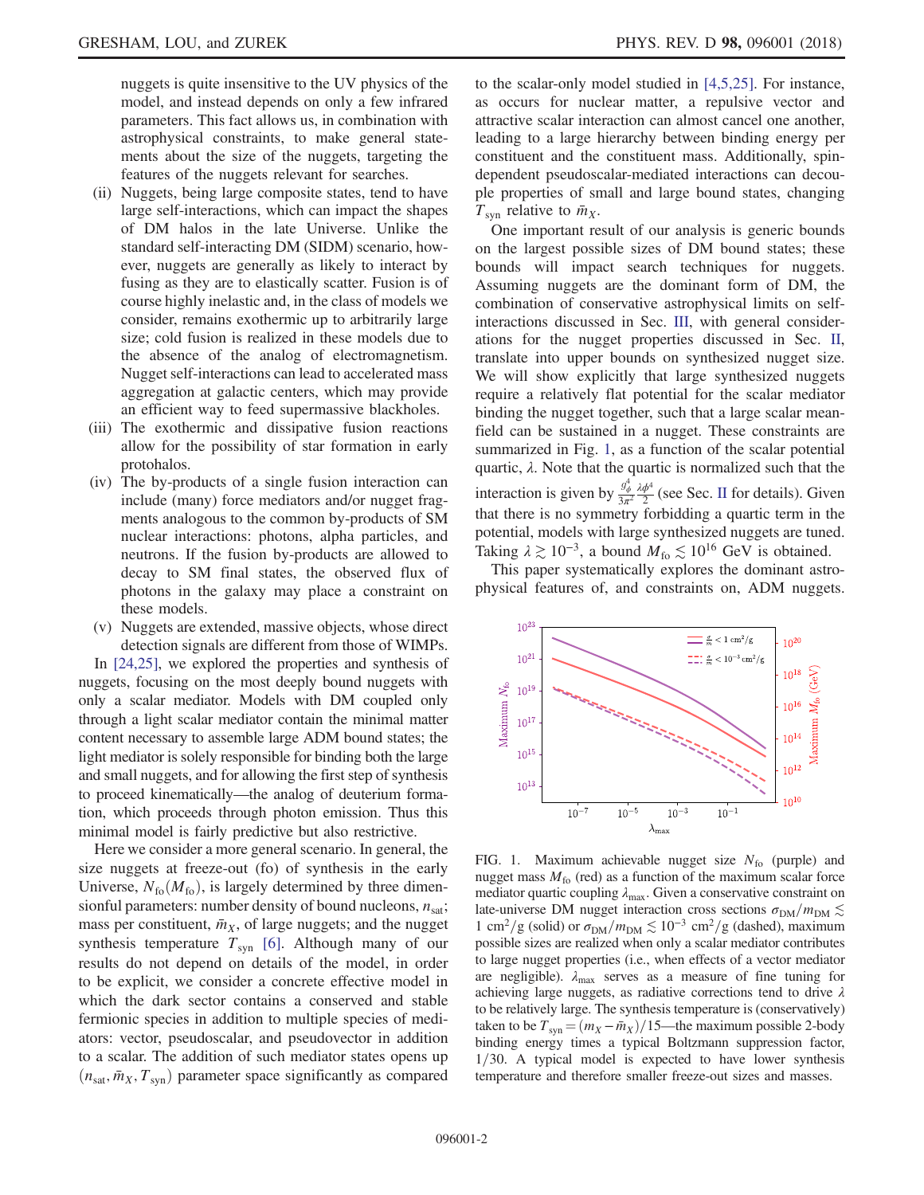nuggets is quite insensitive to the UV physics of the model, and instead depends on only a few infrared parameters. This fact allows us, in combination with astrophysical constraints, to make general statements about the size of the nuggets, targeting the features of the nuggets relevant for searches.

(ii) Nuggets, being large composite states, tend to have large self-interactions, which can impact the shapes of DM halos in the late Universe. Unlike the standard self-interacting DM (SIDM) scenario, however, nuggets are generally as likely to interact by fusing as they are to elastically scatter. Fusion is of course highly inelastic and, in the class of models we consider, remains exothermic up to arbitrarily large size; cold fusion is realized in these models due to the absence of the analog of electromagnetism. Nugget self-interactions can lead to accelerated mass aggregation at galactic centers, which may provide an efficient way to feed supermassive blackholes.

(iii) The exothermic and dissipative fusion reactions allow for the possibility of star formation in early protohalos.

(iv) The by-products of a single fusion interaction can include (many) force mediators and/or nugget fragments analogous to the common by-products of SM nuclear interactions: photons, alpha particles, and neutrons. If the fusion by-products are allowed to decay to SM final states, the observed flux of photons in the galaxy may place a constraint on these models.

(v) Nuggets are extended, massive objects, whose direct detection signals are different from those of WIMPs.

In [24,25], we explored the properties and synthesis of nuggets, focusing on the most deeply bound nuggets with only a scalar mediator. Models with DM coupled only through a light scalar mediator contain the minimal matter content necessary to assemble large ADM bound states; the light mediator is solely responsible for binding both the large and small nuggets, and for allowing the first step of synthesis to proceed kinematically—the analog of deuterium formation, which proceeds through photon emission. Thus this minimal model is fairly predictive but also restrictive.

Here we consider a more general scenario. In general, the size nuggets at freeze-out (fo) of synthesis in the early Universe, $N_{\rm fo}(M_{\rm fo})$, is largely determined by three dimensionful parameters: number density of bound nucleons, $n_{\rm sat}$; mass per constituent, $\bar{m}_X$, of large nuggets; and the nugget synthesis temperature $T_{\rm syn}$ [6]. Although many of our results do not depend on details of the model, in order to be explicit, we consider a concrete effective model in which the dark sector contains a conserved and stable fermionic species in addition to multiple species of mediators: vector, pseudoscalar, and pseudovector in addition to a scalar. The addition of such mediator states opens up $(n_{\rm sat}, \bar{m}_X, T_{\rm syn})$ parameter space significantly as compared to the scalar-only model studied in [4,5,25]. For instance, as occurs for nuclear matter, a repulsive vector and attractive scalar interaction can almost cancel one another, leading to a large hierarchy between binding energy per constituent and the constituent mass. Additionally, spin-dependent pseudoscalar-mediated interactions can decouple properties of small and large bound states, changing $T_{\rm syn}$ relative to $\bar{m}_X$.

One important result of our analysis is generic bounds on the largest possible sizes of DM bound states; these bounds will impact search techniques for nuggets. Assuming nuggets are the dominant form of DM, the combination of conservative astrophysical limits on self-interactions discussed in Sec. III, with general considerations for the nugget properties discussed in Sec. II, translate into upper bounds on synthesized nugget size. We will show explicitly that large synthesized nuggets require a relatively flat potential for the scalar mediator binding the nugget together, such that a large scalar mean-field can be sustained in a nugget. These constraints are summarized in Fig. 1, as a function of the scalar potential quartic, $\lambda$. Note that the quartic is normalized such that the interaction is given by $\frac{g_\phi^4}{3\pi^2}\frac{\lambda\phi^4}{2}$ (see Sec. II for details). Given that there is no symmetry forbidding a quartic term in the potential, models with large synthesized nuggets are tuned. Taking $\lambda \gtrsim 10^{-3}$, a bound $M_{\rm fo} \lesssim 10^{16}$ GeV is obtained.

This paper systematically explores the dominant astrophysical features of, and constraints on, ADM nuggets.

Maximum $N_{\rm fo}$
$10^{23}$
$10^{21}$
$10^{19}$
$10^{17}$
$10^{15}$
$10^{13}$
Maximum $M_{\rm fo}$ (GeV)
$10^{20}$
$10^{18}$
$10^{16}$
$10^{14}$
$10^{12}$
$10^{10}$
$\frac{\sigma}{m} < 1$ cm$^2$/g
$\frac{\sigma}{m} < 10^{-3}$ cm$^2$/g
$10^{-7}$
$10^{-5}$
$10^{-3}$
$10^{-1}$
$\lambda_{\rm max}$

FIG. 1. Maximum achievable nugget size $N_{\rm fo}$ (purple) and nugget mass $M_{\rm fo}$ (red) as a function of the maximum scalar force mediator quartic coupling $\lambda_{\rm max}$. Given a conservative constraint on late-universe DM nugget interaction cross sections $\sigma_{\rm DM}/m_{\rm DM} \lesssim 1$ cm$^2$/g (solid) or $\sigma_{\rm DM}/m_{\rm DM} \lesssim 10^{-3}$ cm$^2$/g (dashed), maximum possible sizes are realized when only a scalar mediator contributes to large nugget properties (i.e., when effects of a vector mediator are negligible). $\lambda_{\rm max}$ serves as a measure of fine tuning for achieving large nuggets, as radiative corrections tend to drive $\lambda$ to be relatively large. The synthesis temperature is (conservatively) taken to be $T_{\rm syn} = (m_X - \bar{m}_X)/15$—the maximum possible 2-body binding energy times a typical Boltzmann suppression factor, 1/30. A typical model is expected to have lower synthesis temperature and therefore smaller freeze-out sizes and masses.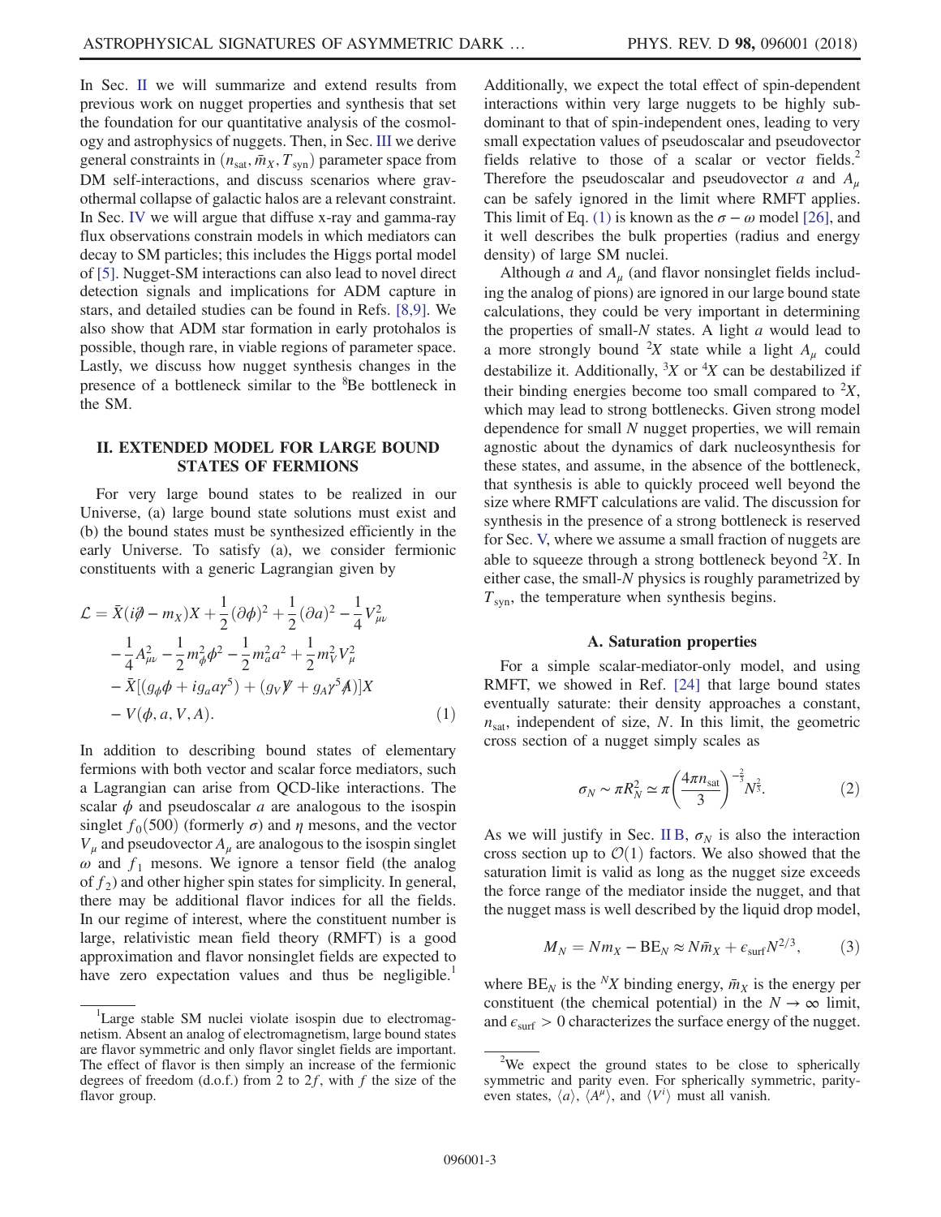In Sec. II we will summarize and extend results from previous work on nugget properties and synthesis that set the foundation for our quantitative analysis of the cosmology and astrophysics of nuggets. Then, in Sec. III we derive general constraints in $(n_{\rm sat}, \bar{m}_X, T_{\rm syn})$ parameter space from DM self-interactions, and discuss scenarios where gravothermal collapse of galactic halos are a relevant constraint. In Sec. IV we will argue that diffuse x-ray and gamma-ray flux observations constrain models in which mediators can decay to SM particles; this includes the Higgs portal model of [5]. Nugget-SM interactions can also lead to novel direct detection signals and implications for ADM capture in stars, and detailed studies can be found in Refs. [8,9]. We also show that ADM star formation in early protohalos is possible, though rare, in viable regions of parameter space. Lastly, we discuss how nugget synthesis changes in the presence of a bottleneck similar to the $^8$Be bottleneck in the SM.

## II. EXTENDED MODEL FOR LARGE BOUND STATES OF FERMIONS

For very large bound states to be realized in our Universe, (a) large bound state solutions must exist and (b) the bound states must be synthesized efficiently in the early Universe. To satisfy (a), we consider fermionic constituents with a generic Lagrangian given by

$$
\begin{aligned}
\mathcal{L} = {} & \bar{X}(i\partial\!\!\!/ - m_X)X + \frac{1}{2}(\partial\phi)^2 + \frac{1}{2}(\partial a)^2 - \frac{1}{4}V_{\mu\nu}^2 \\
& - \frac{1}{4}A_{\mu\nu}^2 - \frac{1}{2}m_\phi^2\phi^2 - \frac{1}{2}m_a^2 a^2 + \frac{1}{2}m_V^2 V_\mu^2 \\
& - \bar{X}[(g_\phi\phi + i g_a a\gamma^5) + (g_V V\!\!\!/ + g_A\gamma^5 A\!\!\!/)]X \\
& - V(\phi, a, V, A).
\end{aligned} \tag{1}
$$

In addition to describing bound states of elementary fermions with both vector and scalar force mediators, such a Lagrangian can arise from QCD-like interactions. The scalar $\phi$ and pseudoscalar $a$ are analogous to the isospin singlet $f_0(500)$ (formerly $\sigma$) and $\eta$ mesons, and the vector $V_\mu$ and pseudovector $A_\mu$ are analogous to the isospin singlet $\omega$ and $f_1$ mesons. We ignore a tensor field (the analog of $f_2$) and other higher spin states for simplicity. In general, there may be additional flavor indices for all the fields. In our regime of interest, where the constituent number is large, relativistic mean field theory (RMFT) is a good approximation and flavor nonsinglet fields are expected to have zero expectation values and thus be negligible.[1]

Additionally, we expect the total effect of spin-dependent interactions within very large nuggets to be highly subdominant to that of spin-independent ones, leading to very small expectation values of pseudoscalar and pseudovector fields relative to those of a scalar or vector fields.[2] Therefore the pseudoscalar and pseudovector $a$ and $A_\mu$ can be safely ignored in the limit where RMFT applies. This limit of Eq. (1) is known as the $\sigma - \omega$ model [26], and it well describes the bulk properties (radius and energy density) of large SM nuclei.

Although $a$ and $A_\mu$ (and flavor nonsinglet fields including the analog of pions) are ignored in our large bound state calculations, they could be very important in determining the properties of small-$N$ states. A light $a$ would lead to a more strongly bound $^2X$ state while a light $A_\mu$ could destabilize it. Additionally, $^3X$ or $^4X$ can be destabilized if their binding energies become too small compared to $^2X$, which may lead to strong bottlenecks. Given strong model dependence for small $N$ nugget properties, we will remain agnostic about the dynamics of dark nucleosynthesis for these states, and assume, in the absence of the bottleneck, that synthesis is able to quickly proceed well beyond the size where RMFT calculations are valid. The discussion for synthesis in the presence of a strong bottleneck is reserved for Sec. V, where we assume a small fraction of nuggets are able to squeeze through a strong bottleneck beyond $^2X$. In either case, the small-$N$ physics is roughly parametrized by $T_{\rm syn}$, the temperature when synthesis begins.

### A. Saturation properties

For a simple scalar-mediator-only model, and using RMFT, we showed in Ref. [24] that large bound states eventually saturate: their density approaches a constant, $n_{\rm sat}$, independent of size, $N$. In this limit, the geometric cross section of a nugget simply scales as

$$
\sigma_N \sim \pi R_N^2 \simeq \pi\left(\frac{4\pi n_{\rm sat}}{3}\right)^{-\frac{2}{3}} N^{\frac{2}{3}}. \tag{2}
$$

As we will justify in Sec. II B, $\sigma_N$ is also the interaction cross section up to $\mathcal{O}(1)$ factors. We also showed that the saturation limit is valid as long as the nugget size exceeds the force range of the mediator inside the nugget, and that the nugget mass is well described by the liquid drop model,

$$
M_N = N m_X - {\rm BE}_N \approx N\bar{m}_X + \epsilon_{\rm surf} N^{2/3}, \tag{3}
$$

where ${\rm BE}_N$ is the $^NX$ binding energy, $\bar{m}_X$ is the energy per constituent (the chemical potential) in the $N \to \infty$ limit, and $\epsilon_{\rm surf} > 0$ characterizes the surface energy of the nugget.

---

[1] Large stable SM nuclei violate isospin due to electromagnetism. Absent an analog of electromagnetism, large bound states are flavor symmetric and only flavor singlet fields are important. The effect of flavor is then simply an increase of the fermionic degrees of freedom (d.o.f.) from 2 to $2f$, with $f$ the size of the flavor group.

[2] We expect the ground states to be close to spherically symmetric and parity even. For spherically symmetric, parity-even states, $\langle a \rangle$, $\langle A^\mu \rangle$, and $\langle V^i \rangle$ must all vanish.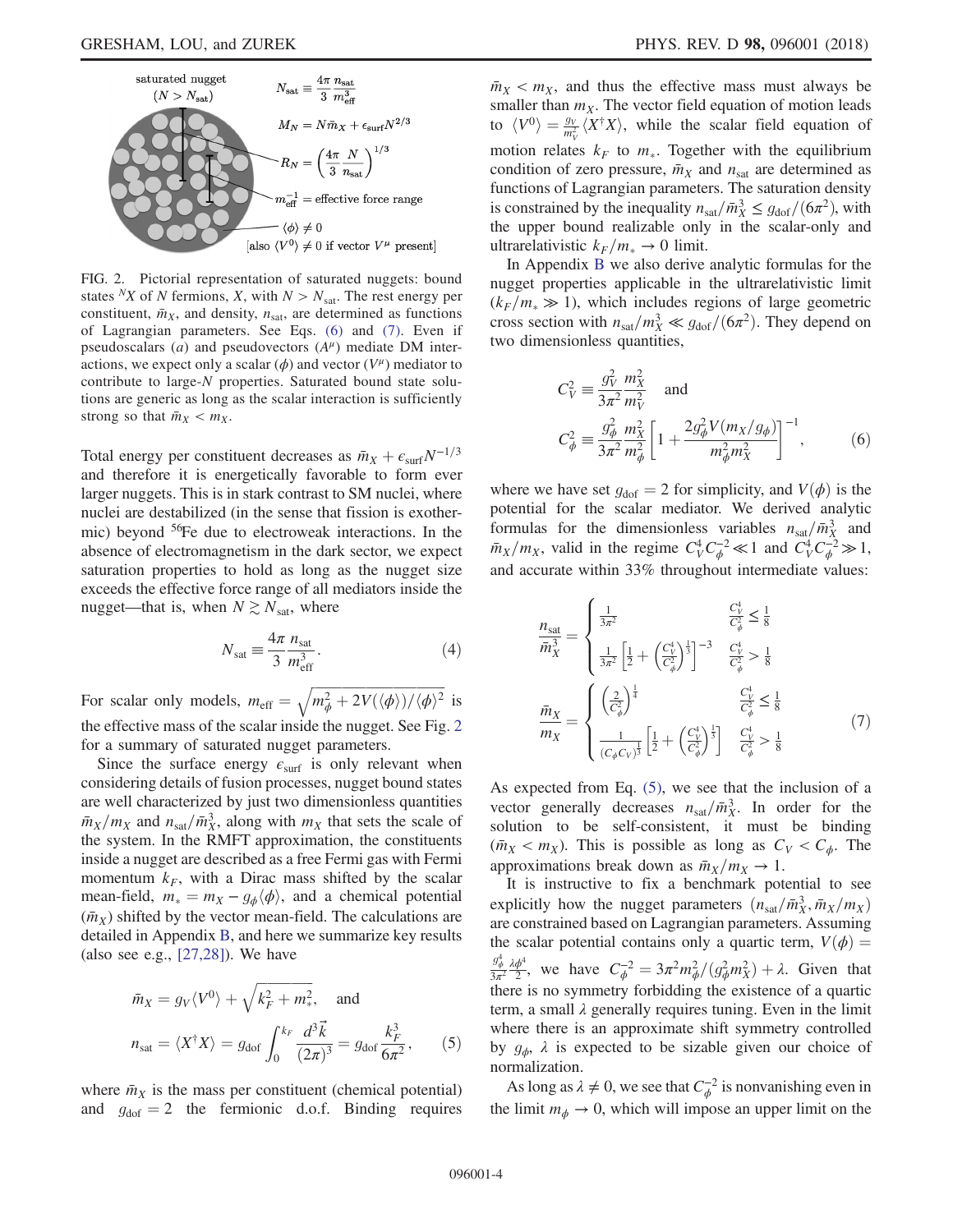saturated nugget $(N > N_{\rm sat})$

$N_{\rm sat} \equiv \frac{4\pi}{3}\frac{n_{\rm sat}}{m_{\rm eff}^3}$

$M_N = N\bar{m}_X + \epsilon_{\rm surf}N^{2/3}$

$R_N = \left(\frac{4\pi}{3}\frac{N}{n_{\rm sat}}\right)^{1/3}$

$m_{\rm eff}^{-1}$ = effective force range

$\langle\phi\rangle \neq 0$

[also $\langle V^0\rangle \neq 0$ if vector $V^\mu$ present]

FIG. 2. Pictorial representation of saturated nuggets: bound states ${}^N X$ of $N$ fermions, $X$, with $N > N_{\rm sat}$. The rest energy per constituent, $\bar{m}_X$, and density, $n_{\rm sat}$, are determined as functions of Lagrangian parameters. See Eqs. (6) and (7). Even if pseudoscalars ($a$) and pseudovectors ($A^\mu$) mediate DM interactions, we expect only a scalar ($\phi$) and vector ($V^\mu$) mediator to contribute to large-$N$ properties. Saturated bound state solutions are generic as long as the scalar interaction is sufficiently strong so that $\bar{m}_X < m_X$.

Total energy per constituent decreases as $\bar{m}_X + \epsilon_{\rm surf}N^{-1/3}$ and therefore it is energetically favorable to form ever larger nuggets. This is in stark contrast to SM nuclei, where nuclei are destabilized (in the sense that fission is exothermic) beyond ${}^{56}$Fe due to electroweak interactions. In the absence of electromagnetism in the dark sector, we expect saturation properties to hold as long as the nugget size exceeds the effective force range of all mediators inside the nugget—that is, when $N \gtrsim N_{\rm sat}$, where

$$N_{\rm sat} \equiv \frac{4\pi}{3}\frac{n_{\rm sat}}{m_{\rm eff}^3}. \tag{4}$$

For scalar only models, $m_{\rm eff} = \sqrt{m_\phi^2 + 2V(\langle\phi\rangle)/\langle\phi\rangle^2}$ is the effective mass of the scalar inside the nugget. See Fig. 2 for a summary of saturated nugget parameters.

Since the surface energy $\epsilon_{\rm surf}$ is only relevant when considering details of fusion processes, nugget bound states are well characterized by just two dimensionless quantities $\bar{m}_X/m_X$ and $n_{\rm sat}/\bar{m}_X^3$, along with $m_X$ that sets the scale of the system. In the RMFT approximation, the constituents inside a nugget are described as a free Fermi gas with Fermi momentum $k_F$, with a Dirac mass shifted by the scalar mean-field, $m_* = m_X - g_\phi\langle\phi\rangle$, and a chemical potential ($\bar{m}_X$) shifted by the vector mean-field. The calculations are detailed in Appendix B, and here we summarize key results (also see e.g., [27,28]). We have

$$\bar{m}_X = g_V\langle V^0\rangle + \sqrt{k_F^2 + m_*^2}, \quad \text{and}$$
$$n_{\rm sat} = \langle X^\dagger X\rangle = g_{\rm dof}\int_0^{k_F}\frac{d^3\vec{k}}{(2\pi)^3} = g_{\rm dof}\frac{k_F^3}{6\pi^2}, \tag{5}$$

where $\bar{m}_X$ is the mass per constituent (chemical potential) and $g_{\rm dof} = 2$ the fermionic d.o.f. Binding requires $\bar{m}_X < m_X$, and thus the effective mass must always be smaller than $m_X$. The vector field equation of motion leads to $\langle V^0\rangle = \frac{g_V}{m_V^2}\langle X^\dagger X\rangle$, while the scalar field equation of motion relates $k_F$ to $m_*$. Together with the equilibrium condition of zero pressure, $\bar{m}_X$ and $n_{\rm sat}$ are determined as functions of Lagrangian parameters. The saturation density is constrained by the inequality $n_{\rm sat}/\bar{m}_X^3 \le g_{\rm dof}/(6\pi^2)$, with the upper bound realizable only in the scalar-only and ultrarelativistic $k_F/m_* \to 0$ limit.

In Appendix B we also derive analytic formulas for the nugget properties applicable in the ultrarelativistic limit ($k_F/m_* \gg 1$), which includes regions of large geometric cross section with $n_{\rm sat}/m_X^3 \ll g_{\rm dof}/(6\pi^2)$. They depend on two dimensionless quantities,

$$C_V^2 \equiv \frac{g_V^2}{3\pi^2}\frac{m_X^2}{m_V^2} \quad \text{and}$$
$$C_\phi^2 \equiv \frac{g_\phi^2}{3\pi^2}\frac{m_X^2}{m_\phi^2}\left[1 + \frac{2g_\phi^2 V(m_X/g_\phi)}{m_\phi^2 m_X^2}\right]^{-1}, \tag{6}$$

where we have set $g_{\rm dof} = 2$ for simplicity, and $V(\phi)$ is the potential for the scalar mediator. We derived analytic formulas for the dimensionless variables $n_{\rm sat}/\bar{m}_X^3$ and $\bar{m}_X/m_X$, valid in the regime $C_V^4 C_\phi^{-2} \ll 1$ and $C_V^4 C_\phi^{-2} \gg 1$, and accurate within 33% throughout intermediate values:

$$\frac{n_{\rm sat}}{\bar{m}_X^3} = \begin{cases} \frac{1}{3\pi^2} & \frac{C_V^4}{C_\phi^2} \le \frac{1}{8} \\ \frac{1}{3\pi^2}\left[\frac{1}{2} + \left(\frac{C_V^4}{C_\phi^2}\right)^{\frac{1}{3}}\right]^{-3} & \frac{C_V^4}{C_\phi^2} > \frac{1}{8} \end{cases}$$
$$\frac{\bar{m}_X}{m_X} = \begin{cases} \left(\frac{2}{C_\phi^2}\right)^{\frac{1}{4}} & \frac{C_V^4}{C_\phi^2} \le \frac{1}{8} \\ \frac{1}{(C_\phi C_V)^{\frac{1}{3}}}\left[\frac{1}{2} + \left(\frac{C_V^4}{C_\phi^2}\right)^{\frac{1}{3}}\right] & \frac{C_V^4}{C_\phi^2} > \frac{1}{8} \end{cases} \tag{7}$$

As expected from Eq. (5), we see that the inclusion of a vector generally decreases $n_{\rm sat}/\bar{m}_X^3$. In order for the solution to be self-consistent, it must be binding ($\bar{m}_X < m_X$). This is possible as long as $C_V < C_\phi$. The approximations break down as $\bar{m}_X/m_X \to 1$.

It is instructive to fix a benchmark potential to see explicitly how the nugget parameters $(n_{\rm sat}/\bar{m}_X^3, \bar{m}_X/m_X)$ are constrained based on Lagrangian parameters. Assuming the scalar potential contains only a quartic term, $V(\phi) = \frac{g_\phi^4}{3\pi^2}\frac{\lambda\phi^4}{2}$, we have $C_\phi^{-2} = 3\pi^2 m_\phi^2/(g_\phi^2 m_X^2) + \lambda$. Given that there is no symmetry forbidding the existence of a quartic term, a small $\lambda$ generally requires tuning. Even in the limit where there is an approximate shift symmetry controlled by $g_\phi$, $\lambda$ is expected to be sizable given our choice of normalization.

As long as $\lambda \neq 0$, we see that $C_\phi^{-2}$ is nonvanishing even in the limit $m_\phi \to 0$, which will impose an upper limit on the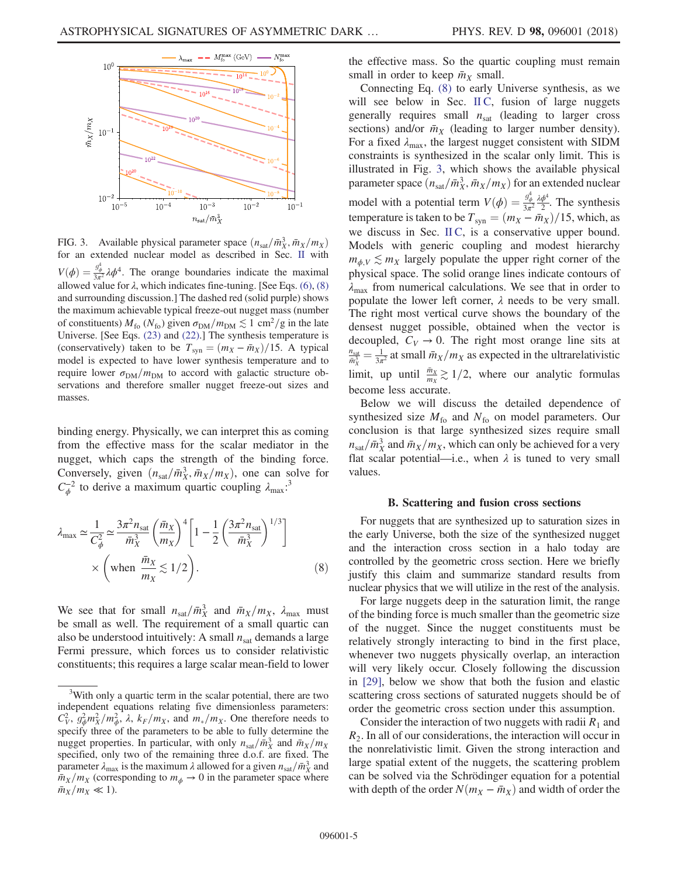FIG. 3. Available physical parameter space $(n_{\rm sat}/\bar{m}_X^3, \bar{m}_X/m_X)$ for an extended nuclear model as described in Sec. II with $V(\phi) = \frac{g_\phi^4}{3\pi^2}\lambda\phi^4$. The orange boundaries indicate the maximal allowed value for $\lambda$, which indicates fine-tuning. [See Eqs. (6), (8) and surrounding discussion.] The dashed red (solid purple) shows the maximum achievable typical freeze-out nugget mass (number of constituents) $M_{\rm fo}$ ($N_{\rm fo}$) given $\sigma_{\rm DM}/m_{\rm DM} \lesssim 1\ {\rm cm}^2/{\rm g}$ in the late Universe. [See Eqs. (23) and (22).] The synthesis temperature is (conservatively) taken to be $T_{\rm syn} = (m_X - \bar{m}_X)/15$. A typical model is expected to have lower synthesis temperature and to require lower $\sigma_{\rm DM}/m_{\rm DM}$ to accord with galactic structure observations and therefore smaller nugget freeze-out sizes and masses.

binding energy. Physically, we can interpret this as coming from the effective mass for the scalar mediator in the nugget, which caps the strength of the binding force. Conversely, given $(n_{\rm sat}/\bar{m}_X^3, \bar{m}_X/m_X)$, one can solve for $C_\phi^{-2}$ to derive a maximum quartic coupling $\lambda_{\rm max}$:[3]

$$\lambda_{\rm max} \simeq \frac{1}{C_\phi^2} \simeq \frac{3\pi^2 n_{\rm sat}}{\bar{m}_X^3}\left(\frac{\bar{m}_X}{m_X}\right)^4\left[1 - \frac{1}{2}\left(\frac{3\pi^2 n_{\rm sat}}{\bar{m}_X^3}\right)^{1/3}\right] \times \left(\text{when } \frac{\bar{m}_X}{m_X} \lesssim 1/2\right). \tag{8}$$

We see that for small $n_{\rm sat}/\bar{m}_X^3$ and $\bar{m}_X/m_X$, $\lambda_{\rm max}$ must be small as well. The requirement of a small quartic can also be understood intuitively: A small $n_{\rm sat}$ demands a large Fermi pressure, which forces us to consider relativistic constituents; this requires a large scalar mean-field to lower the effective mass. So the quartic coupling must remain small in order to keep $\bar{m}_X$ small.

Connecting Eq. (8) to early Universe synthesis, as we will see below in Sec. II C, fusion of large nuggets generally requires small $n_{\rm sat}$ (leading to larger cross sections) and/or $\bar{m}_X$ (leading to larger number density). For a fixed $\lambda_{\rm max}$, the largest nugget consistent with SIDM constraints is synthesized in the scalar only limit. This is illustrated in Fig. 3, which shows the available physical parameter space $(n_{\rm sat}/\bar{m}_X^3, \bar{m}_X/m_X)$ for an extended nuclear model with a potential term $V(\phi) = \frac{g_\phi^4}{3\pi^2}\frac{\lambda\phi^4}{2}$. The synthesis temperature is taken to be $T_{\rm syn} = (m_X - \bar{m}_X)/15$, which, as we discuss in Sec. II C, is a conservative upper bound. Models with generic coupling and modest hierarchy $m_{\phi,V} \lesssim m_X$ largely populate the upper right corner of the physical space. The solid orange lines indicate contours of $\lambda_{\rm max}$ from numerical calculations. We see that in order to populate the lower left corner, $\lambda$ needs to be very small. The right most vertical curve shows the boundary of the densest nugget possible, obtained when the vector is decoupled, $C_V \to 0$. The right most orange line sits at $\frac{n_{\rm sat}}{\bar{m}_X^3} = \frac{1}{3\pi^2}$ at small $\bar{m}_X/m_X$ as expected in the ultrarelativistic limit, up until $\frac{\bar{m}_X}{m_X} \gtrsim 1/2$, where our analytic formulas become less accurate.

Below we will discuss the detailed dependence of synthesized size $M_{\rm fo}$ and $N_{\rm fo}$ on model parameters. Our conclusion is that large synthesized sizes require small $n_{\rm sat}/\bar{m}_X^3$ and $\bar{m}_X/m_X$, which can only be achieved for a very flat scalar potential—i.e., when $\lambda$ is tuned to very small values.

### B. Scattering and fusion cross sections

For nuggets that are synthesized up to saturation sizes in the early Universe, both the size of the synthesized nugget and the interaction cross section in a halo today are controlled by the geometric cross section. Here we briefly justify this claim and summarize standard results from nuclear physics that we will utilize in the rest of the analysis.

For large nuggets deep in the saturation limit, the range of the binding force is much smaller than the geometric size of the nugget. Since the nugget constituents must be relatively strongly interacting to bind in the first place, whenever two nuggets physically overlap, an interaction will very likely occur. Closely following the discussion in [29], below we show that both the fusion and elastic scattering cross sections of saturated nuggets should be of order the geometric cross section under this assumption.

Consider the interaction of two nuggets with radii $R_1$ and $R_2$. In all of our considerations, the interaction will occur in the nonrelativistic limit. Given the strong interaction and large spatial extent of the nuggets, the scattering problem can be solved via the Schrödinger equation for a potential with depth of the order $N(m_X - \bar{m}_X)$ and width of order the

---

[3] With only a quartic term in the scalar potential, there are two independent equations relating five dimensionless parameters: $C_V^2$, $g_\phi^2 m_X^2/m_\phi^2$, $\lambda$, $k_F/m_X$, and $m_*/m_X$. One therefore needs to specify three of the parameters to be able to fully determine the nugget properties. In particular, with only $n_{\rm sat}/\bar{m}_X^3$ and $\bar{m}_X/m_X$ specified, only two of the remaining three d.o.f. are fixed. The parameter $\lambda_{\rm max}$ is the maximum $\lambda$ allowed for a given $n_{\rm sat}/\bar{m}_X^3$ and $\bar{m}_X/m_X$ (corresponding to $m_\phi \to 0$ in the parameter space where $\bar{m}_X/m_X \ll 1$).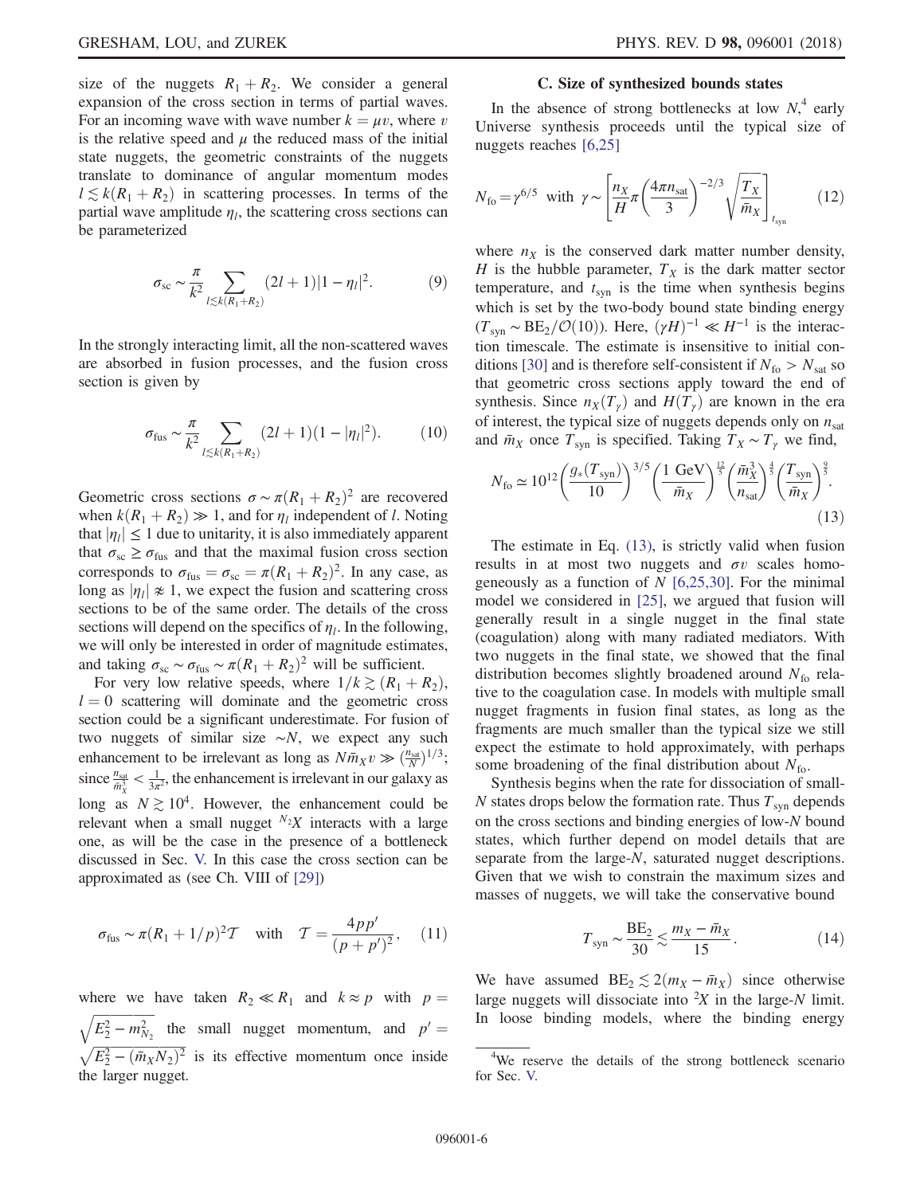size of the nuggets $R_1 + R_2$. We consider a general expansion of the cross section in terms of partial waves. For an incoming wave with wave number $k = \mu v$, where $v$ is the relative speed and $\mu$ the reduced mass of the initial state nuggets, the geometric constraints of the nuggets translate to dominance of angular momentum modes $l \lesssim k(R_1 + R_2)$ in scattering processes. In terms of the partial wave amplitude $\eta_l$, the scattering cross sections can be parameterized

$$\sigma_{\rm sc} \sim \frac{\pi}{k^2} \sum_{l \lesssim k(R_1+R_2)} (2l+1)|1-\eta_l|^2. \tag{9}$$

In the strongly interacting limit, all the non-scattered waves are absorbed in fusion processes, and the fusion cross section is given by

$$\sigma_{\rm fus} \sim \frac{\pi}{k^2} \sum_{l \lesssim k(R_1+R_2)} (2l+1)(1-|\eta_l|^2). \tag{10}$$

Geometric cross sections $\sigma \sim \pi(R_1 + R_2)^2$ are recovered when $k(R_1 + R_2) \gg 1$, and for $\eta_l$ independent of $l$. Noting that $|\eta_l| \leq 1$ due to unitarity, it is also immediately apparent that $\sigma_{\rm sc} \geq \sigma_{\rm fus}$ and that the maximal fusion cross section corresponds to $\sigma_{\rm fus} = \sigma_{\rm sc} = \pi(R_1 + R_2)^2$. In any case, as long as $|\eta_l| \not\approx 1$, we expect the fusion and scattering cross sections to be of the same order. The details of the cross sections will depend on the specifics of $\eta_l$. In the following, we will only be interested in order of magnitude estimates, and taking $\sigma_{\rm sc} \sim \sigma_{\rm fus} \sim \pi(R_1 + R_2)^2$ will be sufficient.

For very low relative speeds, where $1/k \gtrsim (R_1 + R_2)$, $l = 0$ scattering will dominate and the geometric cross section could be a significant underestimate. For fusion of two nuggets of similar size $\sim N$, we expect any such enhancement to be irrelevant as long as $N\bar{m}_X v \gg (\frac{n_{\rm sat}}{N})^{1/3}$; since $\frac{n_{\rm sat}}{\bar{m}_X^3} < \frac{1}{3\pi^2}$, the enhancement is irrelevant in our galaxy as long as $N \gtrsim 10^4$. However, the enhancement could be relevant when a small nugget ${}^{N_2}X$ interacts with a large one, as will be the case in the presence of a bottleneck discussed in Sec. V. In this case the cross section can be approximated as (see Ch. VIII of [29])

$$\sigma_{\rm fus} \sim \pi(R_1 + 1/p)^2 \mathcal{T} \quad \text{with} \quad \mathcal{T} = \frac{4pp'}{(p+p')^2}, \tag{11}$$

where we have taken $R_2 \ll R_1$ and $k \approx p$ with $p = \sqrt{E_2^2 - m_{N_2}^2}$ the small nugget momentum, and $p' = \sqrt{E_2^2 - (\bar{m}_X N_2)^2}$ is its effective momentum once inside the larger nugget.

### C. Size of synthesized bounds states

In the absence of strong bottlenecks at low $N$,[4] early Universe synthesis proceeds until the typical size of nuggets reaches [6,25]

$$N_{\rm fo} = \gamma^{6/5} \quad \text{with} \quad \gamma \sim \left[\frac{n_X}{H}\pi\left(\frac{4\pi n_{\rm sat}}{3}\right)^{-2/3}\sqrt{\frac{T_X}{\bar{m}_X}}\right]_{t_{\rm syn}} \tag{12}$$

where $n_X$ is the conserved dark matter number density, $H$ is the hubble parameter, $T_X$ is the dark matter sector temperature, and $t_{\rm syn}$ is the time when synthesis begins which is set by the two-body bound state binding energy ($T_{\rm syn} \sim {\rm BE}_2/\mathcal{O}(10)$). Here, $(\gamma H)^{-1} \ll H^{-1}$ is the interaction timescale. The estimate is insensitive to initial conditions [30] and is therefore self-consistent if $N_{\rm fo} > N_{\rm sat}$ so that geometric cross sections apply toward the end of synthesis. Since $n_X(T_\gamma)$ and $H(T_\gamma)$ are known in the era of interest, the typical size of nuggets depends only on $n_{\rm sat}$ and $\bar{m}_X$ once $T_{\rm syn}$ is specified. Taking $T_X \sim T_\gamma$ we find,

$$N_{\rm fo} \simeq 10^{12}\left(\frac{g_*(T_{\rm syn})}{10}\right)^{3/5}\left(\frac{1\ {\rm GeV}}{\bar{m}_X}\right)^{\frac{12}{5}}\left(\frac{\bar{m}_X^3}{n_{\rm sat}}\right)^{\frac{4}{5}}\left(\frac{T_{\rm syn}}{\bar{m}_X}\right)^{\frac{9}{5}}. \tag{13}$$

The estimate in Eq. (13), is strictly valid when fusion results in at most two nuggets and $\sigma v$ scales homogeneously as a function of $N$ [6,25,30]. For the minimal model we considered in [25], we argued that fusion will generally result in a single nugget in the final state (coagulation) along with many radiated mediators. With two nuggets in the final state, we showed that the final distribution becomes slightly broadened around $N_{\rm fo}$ relative to the coagulation case. In models with multiple small nugget fragments in fusion final states, as long as the fragments are much smaller than the typical size we still expect the estimate to hold approximately, with perhaps some broadening of the final distribution about $N_{\rm fo}$.

Synthesis begins when the rate for dissociation of small-$N$ states drops below the formation rate. Thus $T_{\rm syn}$ depends on the cross sections and binding energies of low-$N$ bound states, which further depend on model details that are separate from the large-$N$, saturated nugget descriptions. Given that we wish to constrain the maximum sizes and masses of nuggets, we will take the conservative bound

$$T_{\rm syn} \sim \frac{{\rm BE}_2}{30} \lesssim \frac{m_X - \bar{m}_X}{15}. \tag{14}$$

We have assumed ${\rm BE}_2 \lesssim 2(m_X - \bar{m}_X)$ since otherwise large nuggets will dissociate into ${}^2X$ in the large-$N$ limit. In loose binding models, where the binding energy

[4] We reserve the details of the strong bottleneck scenario for Sec. V.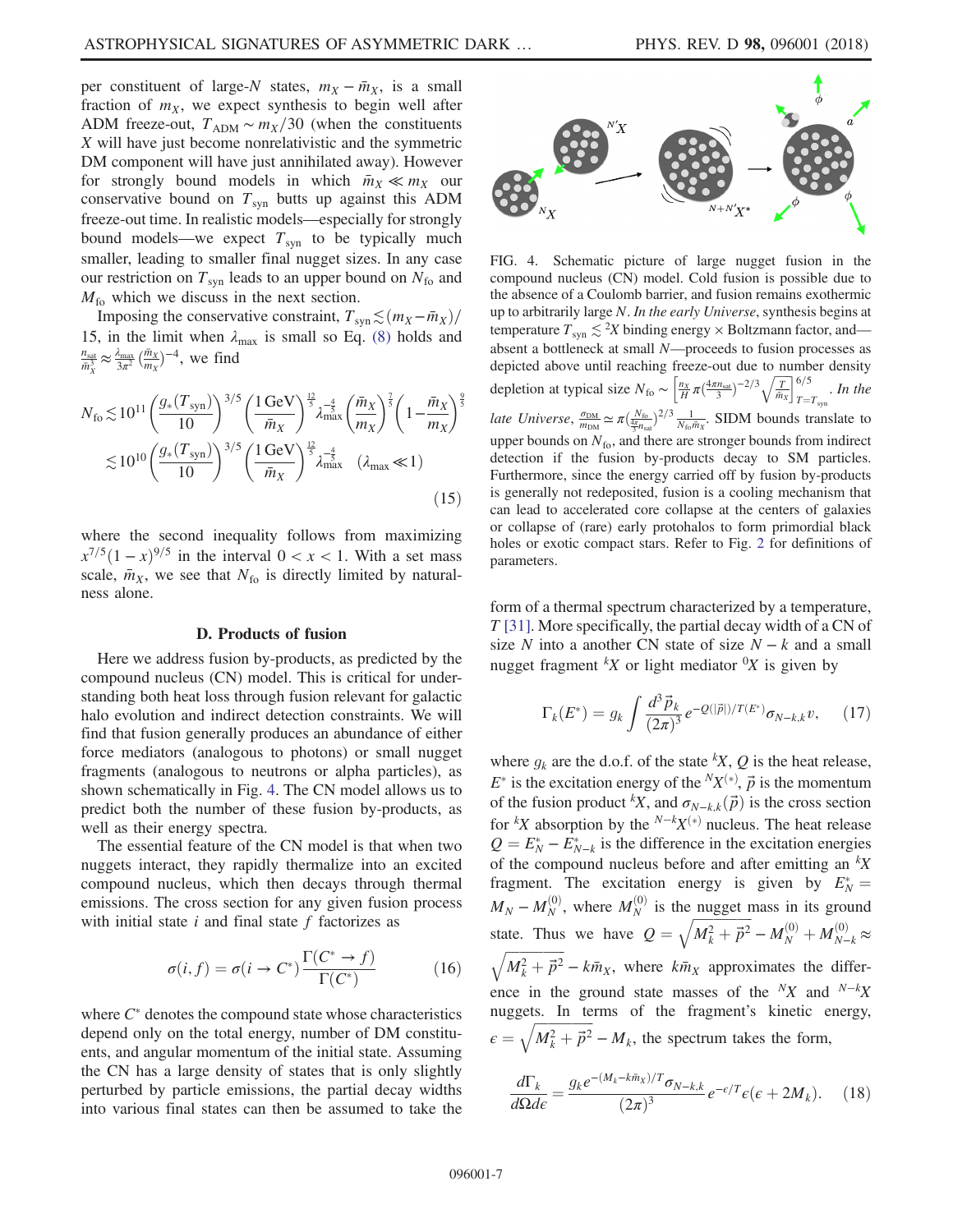per constituent of large-$N$ states, $m_X - \bar{m}_X$, is a small fraction of $m_X$, we expect synthesis to begin well after ADM freeze-out, $T_{\rm ADM} \sim m_X/30$ (when the constituents $X$ will have just become nonrelativistic and the symmetric DM component will have just annihilated away). However for strongly bound models in which $\bar{m}_X \ll m_X$ our conservative bound on $T_{\rm syn}$ butts up against this ADM freeze-out time. In realistic models—especially for strongly bound models—we expect $T_{\rm syn}$ to be typically much smaller, leading to smaller final nugget sizes. In any case our restriction on $T_{\rm syn}$ leads to an upper bound on $N_{\rm fo}$ and $M_{\rm fo}$ which we discuss in the next section.

Imposing the conservative constraint, $T_{\rm syn} \lesssim (m_X - \bar{m}_X)/15$, in the limit when $\lambda_{\rm max}$ is small so Eq. (8) holds and $\frac{n_{\rm sat}}{\bar{m}_X^3} \approx \frac{\lambda_{\rm max}}{3\pi^2}\left(\frac{\bar{m}_X}{m_X}\right)^{-4}$, we find

$$
\begin{aligned}
N_{\rm fo} &\lesssim 10^{11}\left(\frac{g_*(T_{\rm syn})}{10}\right)^{3/5}\left(\frac{1\,{\rm GeV}}{\bar{m}_X}\right)^{\frac{12}{5}}\lambda_{\rm max}^{-\frac{4}{5}}\left(\frac{\bar{m}_X}{m_X}\right)^{\frac{7}{5}}\left(1-\frac{\bar{m}_X}{m_X}\right)^{\frac{9}{5}} \\
&\lesssim 10^{10}\left(\frac{g_*(T_{\rm syn})}{10}\right)^{3/5}\left(\frac{1\,{\rm GeV}}{\bar{m}_X}\right)^{\frac{12}{5}}\lambda_{\rm max}^{-\frac{4}{5}} \quad (\lambda_{\rm max} \ll 1)
\end{aligned}
\tag{15}
$$

where the second inequality follows from maximizing $x^{7/5}(1-x)^{9/5}$ in the interval $0 < x < 1$. With a set mass scale, $\bar{m}_X$, we see that $N_{\rm fo}$ is directly limited by naturalness alone.

### D. Products of fusion

Here we address fusion by-products, as predicted by the compound nucleus (CN) model. This is critical for understanding both heat loss through fusion relevant for galactic halo evolution and indirect detection constraints. We will find that fusion generally produces an abundance of either force mediators (analogous to photons) or small nugget fragments (analogous to neutrons or alpha particles), as shown schematically in Fig. 4. The CN model allows us to predict both the number of these fusion by-products, as well as their energy spectra.

The essential feature of the CN model is that when two nuggets interact, they rapidly thermalize into an excited compound nucleus, which then decays through thermal emissions. The cross section for any given fusion process with initial state $i$ and final state $f$ factorizes as

$$
\sigma(i,f) = \sigma(i \to C^*)\frac{\Gamma(C^* \to f)}{\Gamma(C^*)} \tag{16}
$$

where $C^*$ denotes the compound state whose characteristics depend only on the total energy, number of DM constituents, and angular momentum of the initial state. Assuming the CN has a large density of states that is only slightly perturbed by particle emissions, the partial decay widths into various final states can then be assumed to take the form of a thermal spectrum characterized by a temperature, $T$ [31]. More specifically, the partial decay width of a CN of size $N$ into a another CN state of size $N-k$ and a small nugget fragment ${}^kX$ or light mediator ${}^0X$ is given by

FIG. 4. Schematic picture of large nugget fusion in the compound nucleus (CN) model. Cold fusion is possible due to the absence of a Coulomb barrier, and fusion remains exothermic up to arbitrarily large $N$. *In the early Universe*, synthesis begins at temperature $T_{\rm syn} \lesssim {}^2X$ binding energy $\times$ Boltzmann factor, and—absent a bottleneck at small $N$—proceeds to fusion processes as depicted above until reaching freeze-out due to number density depletion at typical size $N_{\rm fo} \sim \left[\frac{n_X}{H}\pi\left(\frac{4\pi n_{\rm sat}}{3}\right)^{-2/3}\sqrt{\frac{T}{\bar{m}_X}}\right]^{6/5}_{T=T_{\rm syn}}$. *In the late Universe*, $\frac{\sigma_{\rm DM}}{m_{\rm DM}} \simeq \pi\left(\frac{N_{\rm fo}}{\frac{4\pi}{3}n_{\rm sat}}\right)^{2/3}\frac{1}{N_{\rm fo}\bar{m}_X}$. SIDM bounds translate to upper bounds on $N_{\rm fo}$, and there are stronger bounds from indirect detection if the fusion by-products decay to SM particles. Furthermore, since the energy carried off by fusion by-products is generally not redeposited, fusion is a cooling mechanism that can lead to accelerated core collapse at the centers of galaxies or collapse of (rare) early protohalos to form primordial black holes or exotic compact stars. Refer to Fig. 2 for definitions of parameters.

$$
\Gamma_k(E^*) = g_k\int\frac{d^3\vec{p}_k}{(2\pi)^3}e^{-Q(|\vec{p}|)/T(E^*)}\sigma_{N-k,k}v, \tag{17}
$$

where $g_k$ are the d.o.f. of the state ${}^kX$, $Q$ is the heat release, $E^*$ is the excitation energy of the ${}^NX^{(*)}$, $\vec{p}$ is the momentum of the fusion product ${}^kX$, and $\sigma_{N-k,k}(\vec{p})$ is the cross section for ${}^kX$ absorption by the ${}^{N-k}X^{(*)}$ nucleus. The heat release $Q = E_N^* - E_{N-k}^*$ is the difference in the excitation energies of the compound nucleus before and after emitting an ${}^kX$ fragment. The excitation energy is given by $E_N^* = M_N - M_N^{(0)}$, where $M_N^{(0)}$ is the nugget mass in its ground state. Thus we have $Q = \sqrt{M_k^2 + \vec{p}^2} - M_N^{(0)} + M_{N-k}^{(0)} \approx \sqrt{M_k^2 + \vec{p}^2} - k\bar{m}_X$, where $k\bar{m}_X$ approximates the difference in the ground state masses of the ${}^NX$ and ${}^{N-k}X$ nuggets. In terms of the fragment's kinetic energy, $\epsilon = \sqrt{M_k^2 + \vec{p}^2} - M_k$, the spectrum takes the form,

$$
\frac{d\Gamma_k}{d\Omega d\epsilon} = \frac{g_k e^{-(M_k - k\bar{m}_X)/T}\sigma_{N-k,k}}{(2\pi)^3}e^{-\epsilon/T}\epsilon(\epsilon + 2M_k). \tag{18}
$$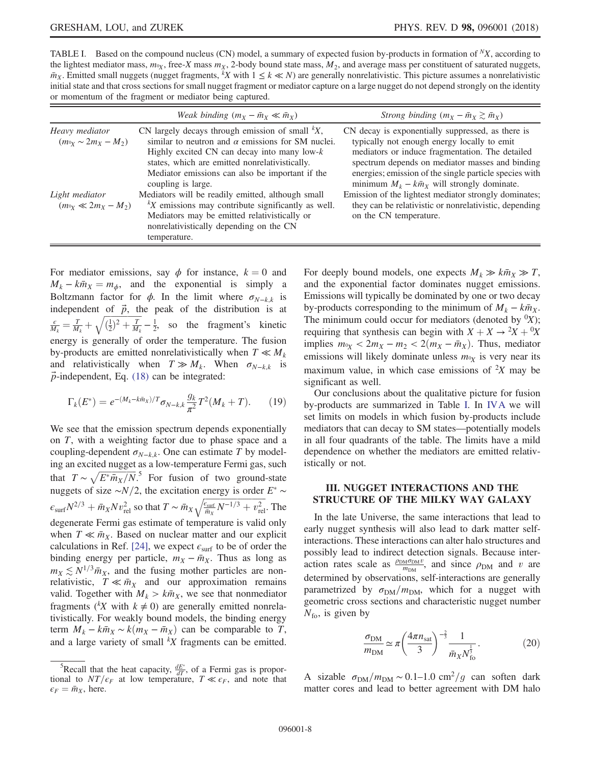TABLE I. Based on the compound nucleus (CN) model, a summary of expected fusion by-products in formation of ${}^{N}X$, according to the lightest mediator mass, $m_{{}^0X}$, free-$X$ mass $m_X$, 2-body bound state mass, $M_2$, and average mass per constituent of saturated nuggets, $\bar{m}_X$. Emitted small nuggets (nugget fragments, ${}^{k}X$ with $1 \leq k \ll N$) are generally nonrelativistic. This picture assumes a nonrelativistic initial state and that cross sections for small nugget fragment or mediator capture on a large nugget do not depend strongly on the identity or momentum of the fragment or mediator being captured.

| | *Weak binding* ($m_X - \bar{m}_X \ll \bar{m}_X$) | *Strong binding* ($m_X - \bar{m}_X \gtrsim \bar{m}_X$) |
|---|---|---|
| *Heavy mediator* ($m_{{}^0X} \sim 2m_X - M_2$) | CN largely decays through emission of small ${}^{k}X$, similar to neutron and $\alpha$ emissions for SM nuclei. Highly excited CN can decay into many low-$k$ states, which are emitted nonrelativistically. Mediator emissions can also be important if the coupling is large. | CN decay is exponentially suppressed, as there is typically not enough energy locally to emit mediators or induce fragmentation. The detailed spectrum depends on mediator masses and binding energies; emission of the single particle species with minimum $M_k - k\bar{m}_X$ will strongly dominate. |
| *Light mediator* ($m_{{}^0X} \ll 2m_X - M_2$) | Mediators will be readily emitted, although small ${}^{k}X$ emissions may contribute significantly as well. Mediators may be emitted relativistically or nonrelativistically depending on the CN temperature. | Emission of the lightest mediator strongly dominates; they can be relativistic or nonrelativistic, depending on the CN temperature. |

For mediator emissions, say $\phi$ for instance, $k = 0$ and $M_k - k\bar{m}_X = m_\phi$, and the exponential is simply a Boltzmann factor for $\phi$. In the limit where $\sigma_{N-k,k}$ is independent of $\vec{p}$, the peak of the distribution is at $\frac{\epsilon}{M_k} = \frac{T}{M_k} + \sqrt{(\frac{1}{2})^2 + \frac{T}{M_k}} - \frac{1}{2}$, so the fragment's kinetic energy is generally of order the temperature. The fusion by-products are emitted nonrelativistically when $T \ll M_k$ and relativistically when $T \gg M_k$. When $\sigma_{N-k,k}$ is $\vec{p}$-independent, Eq. (18) can be integrated:

$$\Gamma_k(E^*) = e^{-(M_k - k\bar{m}_X)/T} \sigma_{N-k,k} \frac{g_k}{\pi^2} T^2 (M_k + T). \qquad (19)$$

We see that the emission spectrum depends exponentially on $T$, with a weighting factor due to phase space and a coupling-dependent $\sigma_{N-k,k}$. One can estimate $T$ by modeling an excited nugget as a low-temperature Fermi gas, such that $T \sim \sqrt{E^* \bar{m}_X / N}$.[5] For fusion of two ground-state nuggets of size $\sim N/2$, the excitation energy is order $E^* \sim \epsilon_{\text{surf}} N^{2/3} + \bar{m}_X N v_{\text{rel}}^2$ so that $T \sim \bar{m}_X \sqrt{\frac{\epsilon_{\text{surf}}}{\bar{m}_X} N^{-1/3} + v_{\text{rel}}^2}$. The degenerate Fermi gas estimate of temperature is valid only when $T \ll \bar{m}_X$. Based on nuclear matter and our explicit calculations in Ref. [24], we expect $\epsilon_{\text{surf}}$ to be of order the binding energy per particle, $m_X - \bar{m}_X$. Thus as long as $m_X \lesssim N^{1/3} \bar{m}_X$, and the fusing mother particles are nonrelativistic, $T \ll \bar{m}_X$ and our approximation remains valid. Together with $M_k > k\bar{m}_X$, we see that nonmediator fragments (${}^{k}X$ with $k \neq 0$) are generally emitted nonrelativistically. For weakly bound models, the binding energy term $M_k - k\bar{m}_X \sim k(m_X - \bar{m}_X)$ can be comparable to $T$, and a large variety of small ${}^{k}X$ fragments can be emitted. For deeply bound models, one expects $M_k \gg k\bar{m}_X \gg T$, and the exponential factor dominates nugget emissions. Emissions will typically be dominated by one or two decay by-products corresponding to the minimum of $M_k - k\bar{m}_X$. The minimum could occur for mediators (denoted by ${}^{0}X$); requiring that synthesis can begin with $X + X \to {}^{2}X + {}^{0}X$ implies $m_{{}^0X} < 2m_X - m_2 < 2(m_X - \bar{m}_X)$. Thus, mediator emissions will likely dominate unless $m_{{}^0X}$ is very near its maximum value, in which case emissions of ${}^{2}X$ may be significant as well.

[5] Recall that the heat capacity, $\frac{dE^*}{dT}$, of a Fermi gas is proportional to $NT/\epsilon_F$ at low temperature, $T \ll \epsilon_F$, and note that $\epsilon_F = \bar{m}_X$, here.

Our conclusions about the qualitative picture for fusion by-products are summarized in Table I. In IV A we will set limits on models in which fusion by-products include mediators that can decay to SM states—potentially models in all four quadrants of the table. The limits have a mild dependence on whether the mediators are emitted relativistically or not.

## III. NUGGET INTERACTIONS AND THE STRUCTURE OF THE MILKY WAY GALAXY

In the late Universe, the same interactions that lead to early nugget synthesis will also lead to dark matter self-interactions. These interactions can alter halo structures and possibly lead to indirect detection signals. Because interaction rates scale as $\frac{\rho_{\text{DM}} \sigma_{\text{DM}} v}{m_{\text{DM}}}$, and since $\rho_{\text{DM}}$ and $v$ are determined by observations, self-interactions are generally parametrized by $\sigma_{\text{DM}}/m_{\text{DM}}$, which for a nugget with geometric cross sections and characteristic nugget number $N_{\text{fo}}$, is given by

$$\frac{\sigma_{\text{DM}}}{m_{\text{DM}}} \simeq \pi \left( \frac{4\pi n_{\text{sat}}}{3} \right)^{-\frac{2}{3}} \frac{1}{\bar{m}_X N_{\text{fo}}^{\frac{1}{3}}}. \qquad (20)$$

A sizable $\sigma_{\text{DM}}/m_{\text{DM}} \sim 0.1\text{–}1.0\ \text{cm}^2/g$ can soften dark matter cores and lead to better agreement with DM halo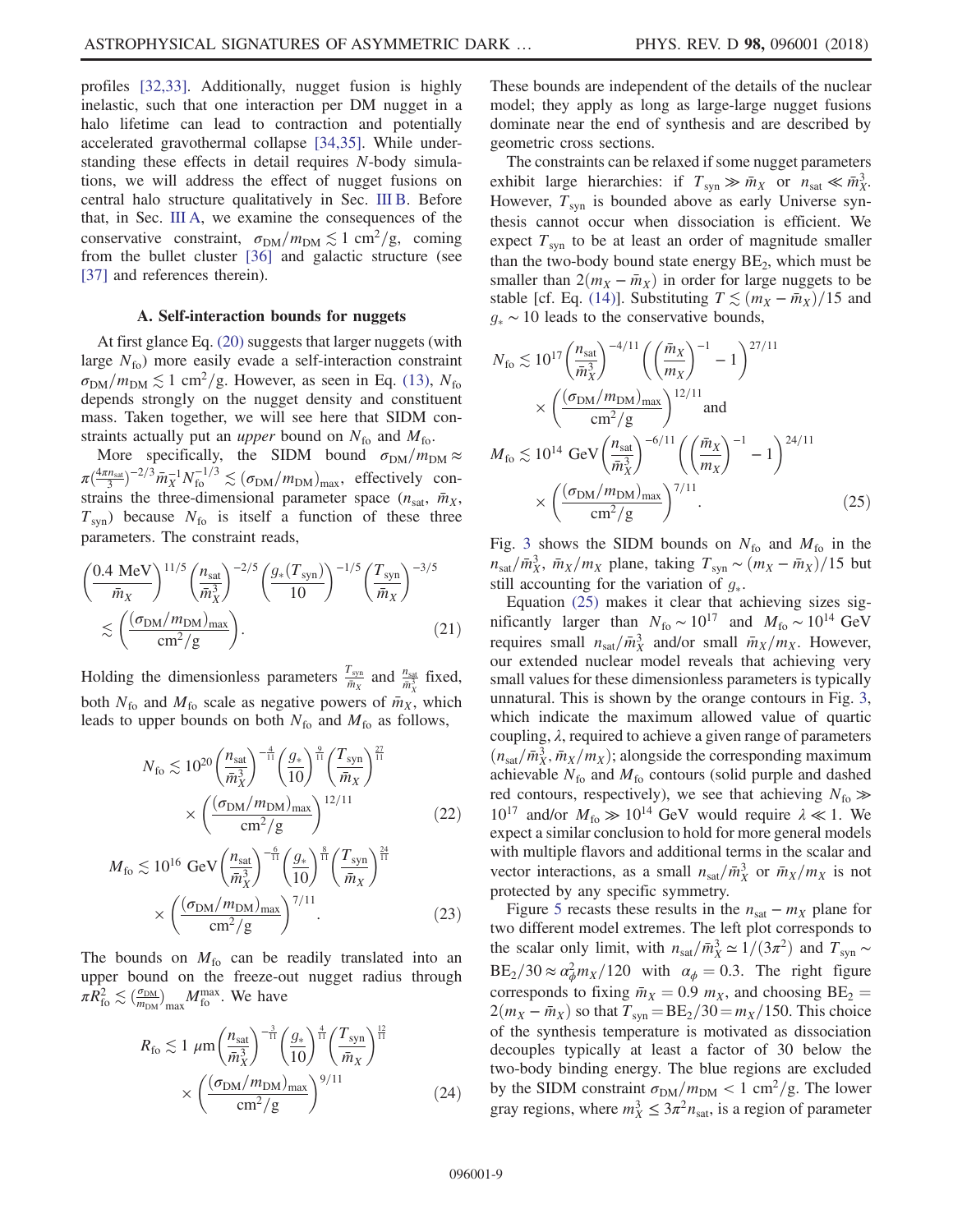profiles [32,33]. Additionally, nugget fusion is highly inelastic, such that one interaction per DM nugget in a halo lifetime can lead to contraction and potentially accelerated gravothermal collapse [34,35]. While understanding these effects in detail requires $N$-body simulations, we will address the effect of nugget fusions on central halo structure qualitatively in Sec. III B. Before that, in Sec. III A, we examine the consequences of the conservative constraint, $\sigma_{\rm DM}/m_{\rm DM} \lesssim 1~{\rm cm}^2/{\rm g}$, coming from the bullet cluster [36] and galactic structure (see [37] and references therein).

### A. Self-interaction bounds for nuggets

At first glance Eq. (20) suggests that larger nuggets (with large $N_{\rm fo}$) more easily evade a self-interaction constraint $\sigma_{\rm DM}/m_{\rm DM} \lesssim 1~{\rm cm}^2/{\rm g}$. However, as seen in Eq. (13), $N_{\rm fo}$ depends strongly on the nugget density and constituent mass. Taken together, we will see here that SIDM constraints actually put an *upper* bound on $N_{\rm fo}$ and $M_{\rm fo}$.

More specifically, the SIDM bound $\sigma_{\rm DM}/m_{\rm DM} \approx \pi(\frac{4\pi n_{\rm sat}}{3})^{-2/3}\bar{m}_X^{-1}N_{\rm fo}^{-1/3} \lesssim (\sigma_{\rm DM}/m_{\rm DM})_{\rm max}$, effectively constrains the three-dimensional parameter space ($n_{\rm sat}$, $\bar{m}_X$, $T_{\rm syn}$) because $N_{\rm fo}$ is itself a function of these three parameters. The constraint reads,

$$\left(\frac{0.4~{\rm MeV}}{\bar{m}_X}\right)^{11/5}\left(\frac{n_{\rm sat}}{\bar{m}_X^3}\right)^{-2/5}\left(\frac{g_*(T_{\rm syn})}{10}\right)^{-1/5}\left(\frac{T_{\rm syn}}{\bar{m}_X}\right)^{-3/5} \lesssim \left(\frac{(\sigma_{\rm DM}/m_{\rm DM})_{\rm max}}{{\rm cm}^2/{\rm g}}\right). \tag{21}$$

Holding the dimensionless parameters $\frac{T_{\rm syn}}{\bar{m}_X}$ and $\frac{n_{\rm sat}}{\bar{m}_X^3}$ fixed, both $N_{\rm fo}$ and $M_{\rm fo}$ scale as negative powers of $\bar{m}_X$, which leads to upper bounds on both $N_{\rm fo}$ and $M_{\rm fo}$ as follows,

$$N_{\rm fo} \lesssim 10^{20}\left(\frac{n_{\rm sat}}{\bar{m}_X^3}\right)^{-\frac{4}{11}}\left(\frac{g_*}{10}\right)^{\frac{9}{11}}\left(\frac{T_{\rm syn}}{\bar{m}_X}\right)^{\frac{27}{11}} \times \left(\frac{(\sigma_{\rm DM}/m_{\rm DM})_{\rm max}}{{\rm cm}^2/{\rm g}}\right)^{12/11} \tag{22}$$

$$M_{\rm fo} \lesssim 10^{16}~{\rm GeV}\left(\frac{n_{\rm sat}}{\bar{m}_X^3}\right)^{-\frac{6}{11}}\left(\frac{g_*}{10}\right)^{\frac{8}{11}}\left(\frac{T_{\rm syn}}{\bar{m}_X}\right)^{\frac{24}{11}} \times \left(\frac{(\sigma_{\rm DM}/m_{\rm DM})_{\rm max}}{{\rm cm}^2/{\rm g}}\right)^{7/11}. \tag{23}$$

The bounds on $M_{\rm fo}$ can be readily translated into an upper bound on the freeze-out nugget radius through $\pi R_{\rm fo}^2 \lesssim (\frac{\sigma_{\rm DM}}{m_{\rm DM}})_{\rm max} M_{\rm fo}^{\rm max}$. We have

$$R_{\rm fo} \lesssim 1~\mu{\rm m}\left(\frac{n_{\rm sat}}{\bar{m}_X^3}\right)^{-\frac{3}{11}}\left(\frac{g_*}{10}\right)^{\frac{4}{11}}\left(\frac{T_{\rm syn}}{\bar{m}_X}\right)^{\frac{12}{11}} \times \left(\frac{(\sigma_{\rm DM}/m_{\rm DM})_{\rm max}}{{\rm cm}^2/{\rm g}}\right)^{9/11} \tag{24}$$

These bounds are independent of the details of the nuclear model; they apply as long as large-large nugget fusions dominate near the end of synthesis and are described by geometric cross sections.

The constraints can be relaxed if some nugget parameters exhibit large hierarchies: if $T_{\rm syn} \gg \bar{m}_X$ or $n_{\rm sat} \ll \bar{m}_X^3$. However, $T_{\rm syn}$ is bounded above as early Universe synthesis cannot occur when dissociation is efficient. We expect $T_{\rm syn}$ to be at least an order of magnitude smaller than the two-body bound state energy ${\rm BE}_2$, which must be smaller than $2(m_X - \bar{m}_X)$ in order for large nuggets to be stable [cf. Eq. (14)]. Substituting $T \lesssim (m_X - \bar{m}_X)/15$ and $g_* \sim 10$ leads to the conservative bounds,

$$N_{\rm fo} \lesssim 10^{17}\left(\frac{n_{\rm sat}}{\bar{m}_X^3}\right)^{-4/11}\left(\left(\frac{\bar{m}_X}{m_X}\right)^{-1} - 1\right)^{27/11} \times \left(\frac{(\sigma_{\rm DM}/m_{\rm DM})_{\rm max}}{{\rm cm}^2/{\rm g}}\right)^{12/11} \text{ and}$$

$$M_{\rm fo} \lesssim 10^{14}~{\rm GeV}\left(\frac{n_{\rm sat}}{\bar{m}_X^3}\right)^{-6/11}\left(\left(\frac{\bar{m}_X}{m_X}\right)^{-1} - 1\right)^{24/11} \times \left(\frac{(\sigma_{\rm DM}/m_{\rm DM})_{\rm max}}{{\rm cm}^2/{\rm g}}\right)^{7/11}. \tag{25}$$

Fig. 3 shows the SIDM bounds on $N_{\rm fo}$ and $M_{\rm fo}$ in the $n_{\rm sat}/\bar{m}_X^3$, $\bar{m}_X/m_X$ plane, taking $T_{\rm syn} \sim (m_X - \bar{m}_X)/15$ but still accounting for the variation of $g_*$.

Equation (25) makes it clear that achieving sizes significantly larger than $N_{\rm fo} \sim 10^{17}$ and $M_{\rm fo} \sim 10^{14}$ GeV requires small $n_{\rm sat}/\bar{m}_X^3$ and/or small $\bar{m}_X/m_X$. However, our extended nuclear model reveals that achieving very small values for these dimensionless parameters is typically unnatural. This is shown by the orange contours in Fig. 3, which indicate the maximum allowed value of quartic coupling, $\lambda$, required to achieve a given range of parameters ($n_{\rm sat}/\bar{m}_X^3$, $\bar{m}_X/m_X$); alongside the corresponding maximum achievable $N_{\rm fo}$ and $M_{\rm fo}$ contours (solid purple and dashed red contours, respectively), we see that achieving $N_{\rm fo} \gg 10^{17}$ and/or $M_{\rm fo} \gg 10^{14}$ GeV would require $\lambda \ll 1$. We expect a similar conclusion to hold for more general models with multiple flavors and additional terms in the scalar and vector interactions, as a small $n_{\rm sat}/\bar{m}_X^3$ or $\bar{m}_X/m_X$ is not protected by any specific symmetry.

Figure 5 recasts these results in the $n_{\rm sat} - m_X$ plane for two different model extremes. The left plot corresponds to the scalar only limit, with $n_{\rm sat}/\bar{m}_X^3 \simeq 1/(3\pi^2)$ and $T_{\rm syn} \sim {\rm BE}_2/30 \approx \alpha_\phi^2 m_X/120$ with $\alpha_\phi = 0.3$. The right figure corresponds to fixing $\bar{m}_X = 0.9~m_X$, and choosing ${\rm BE}_2 = 2(m_X - \bar{m}_X)$ so that $T_{\rm syn} = {\rm BE}_2/30 = m_X/150$. This choice of the synthesis temperature is motivated as dissociation decouples typically at least a factor of 30 below the two-body binding energy. The blue regions are excluded by the SIDM constraint $\sigma_{\rm DM}/m_{\rm DM} < 1~{\rm cm}^2/{\rm g}$. The lower gray regions, where $m_X^3 \leq 3\pi^2 n_{\rm sat}$, is a region of parameter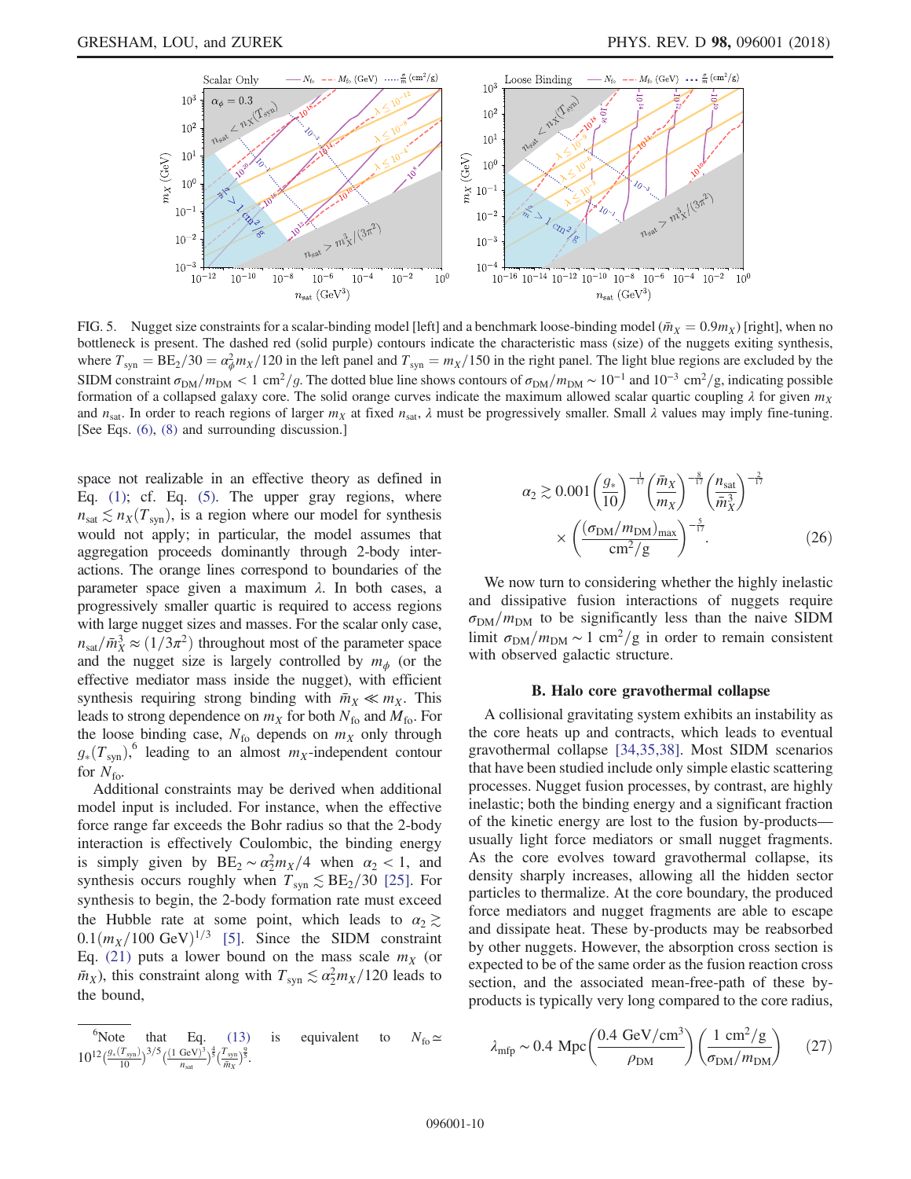FIG. 5. Nugget size constraints for a scalar-binding model [left] and a benchmark loose-binding model ($\bar{m}_X = 0.9 m_X$) [right], when no bottleneck is present. The dashed red (solid purple) contours indicate the characteristic mass (size) of the nuggets exiting synthesis, where $T_{\rm syn} = {\rm BE}_2/30 = \alpha_\phi^2 m_X/120$ in the left panel and $T_{\rm syn} = m_X/150$ in the right panel. The light blue regions are excluded by the SIDM constraint $\sigma_{\rm DM}/m_{\rm DM} < 1\ {\rm cm}^2/g$. The dotted blue line shows contours of $\sigma_{\rm DM}/m_{\rm DM} \sim 10^{-1}$ and $10^{-3}\ {\rm cm}^2/{\rm g}$, indicating possible formation of a collapsed galaxy core. The solid orange curves indicate the maximum allowed scalar quartic coupling $\lambda$ for given $m_X$ and $n_{\rm sat}$. In order to reach regions of larger $m_X$ at fixed $n_{\rm sat}$, $\lambda$ must be progressively smaller. Small $\lambda$ values may imply fine-tuning. [See Eqs. (6), (8) and surrounding discussion.]

space not realizable in an effective theory as defined in Eq. (1); cf. Eq. (5). The upper gray regions, where $n_{\rm sat} \lesssim n_X(T_{\rm syn})$, is a region where our model for synthesis would not apply; in particular, the model assumes that aggregation proceeds dominantly through 2-body interactions. The orange lines correspond to boundaries of the parameter space given a maximum $\lambda$. In both cases, a progressively smaller quartic is required to access regions with large nugget sizes and masses. For the scalar only case, $n_{\rm sat}/\bar{m}_X^3 \approx (1/3\pi^2)$ throughout most of the parameter space and the nugget size is largely controlled by $m_\phi$ (or the effective mediator mass inside the nugget), with efficient synthesis requiring strong binding with $\bar{m}_X \ll m_X$. This leads to strong dependence on $m_X$ for both $N_{\rm fo}$ and $M_{\rm fo}$. For the loose binding case, $N_{\rm fo}$ depends on $m_X$ only through $g_*(T_{\rm syn})$,[6] leading to an almost $m_X$-independent contour for $N_{\rm fo}$.

Additional constraints may be derived when additional model input is included. For instance, when the effective force range far exceeds the Bohr radius so that the 2-body interaction is effectively Coulombic, the binding energy is simply given by ${\rm BE}_2 \sim \alpha_2^2 m_X/4$ when $\alpha_2 < 1$, and synthesis occurs roughly when $T_{\rm syn} \lesssim {\rm BE}_2/30$ [25]. For synthesis to begin, the 2-body formation rate must exceed the Hubble rate at some point, which leads to $\alpha_2 \gtrsim 0.1 (m_X/100\ {\rm GeV})^{1/3}$ [5]. Since the SIDM constraint Eq. (21) puts a lower bound on the mass scale $m_X$ (or $\bar{m}_X$), this constraint along with $T_{\rm syn} \lesssim \alpha_2^2 m_X/120$ leads to the bound,

$$\alpha_2 \gtrsim 0.001 \left(\frac{g_*}{10}\right)^{-\frac{1}{17}} \left(\frac{\bar{m}_X}{m_X}\right)^{-\frac{8}{17}} \left(\frac{n_{\rm sat}}{\bar{m}_X^3}\right)^{-\frac{2}{17}} \times \left(\frac{(\sigma_{\rm DM}/m_{\rm DM})_{\rm max}}{{\rm cm}^2/{\rm g}}\right)^{-\frac{5}{17}}. \tag{26}$$

We now turn to considering whether the highly inelastic and dissipative fusion interactions of nuggets require $\sigma_{\rm DM}/m_{\rm DM}$ to be significantly less than the naive SIDM limit $\sigma_{\rm DM}/m_{\rm DM} \sim 1\ {\rm cm}^2/{\rm g}$ in order to remain consistent with observed galactic structure.

### B. Halo core gravothermal collapse

A collisional gravitating system exhibits an instability as the core heats up and contracts, which leads to eventual gravothermal collapse [34,35,38]. Most SIDM scenarios that have been studied include only simple elastic scattering processes. Nugget fusion processes, by contrast, are highly inelastic; both the binding energy and a significant fraction of the kinetic energy are lost to the fusion by-products—usually light force mediators or small nugget fragments. As the core evolves toward gravothermal collapse, its density sharply increases, allowing all the hidden sector particles to thermalize. At the core boundary, the produced force mediators and nugget fragments are able to escape and dissipate heat. These by-products may be reabsorbed by other nuggets. However, the absorption cross section is expected to be of the same order as the fusion reaction cross section, and the associated mean-free-path of these by-products is typically very long compared to the core radius,

$$\lambda_{\rm mfp} \sim 0.4\ {\rm Mpc} \left(\frac{0.4\ {\rm GeV/cm^3}}{\rho_{\rm DM}}\right) \left(\frac{1\ {\rm cm^2/g}}{\sigma_{\rm DM}/m_{\rm DM}}\right) \tag{27}$$

---

[6] Note that Eq. (13) is equivalent to $N_{\rm fo} \simeq 10^{12} \left(\frac{g_*(T_{\rm syn})}{10}\right)^{3/5} \left(\frac{(1\ {\rm GeV})^3}{n_{\rm sat}}\right)^{\frac{4}{5}} \left(\frac{T_{\rm syn}}{\bar{m}_X}\right)^{\frac{9}{5}}$.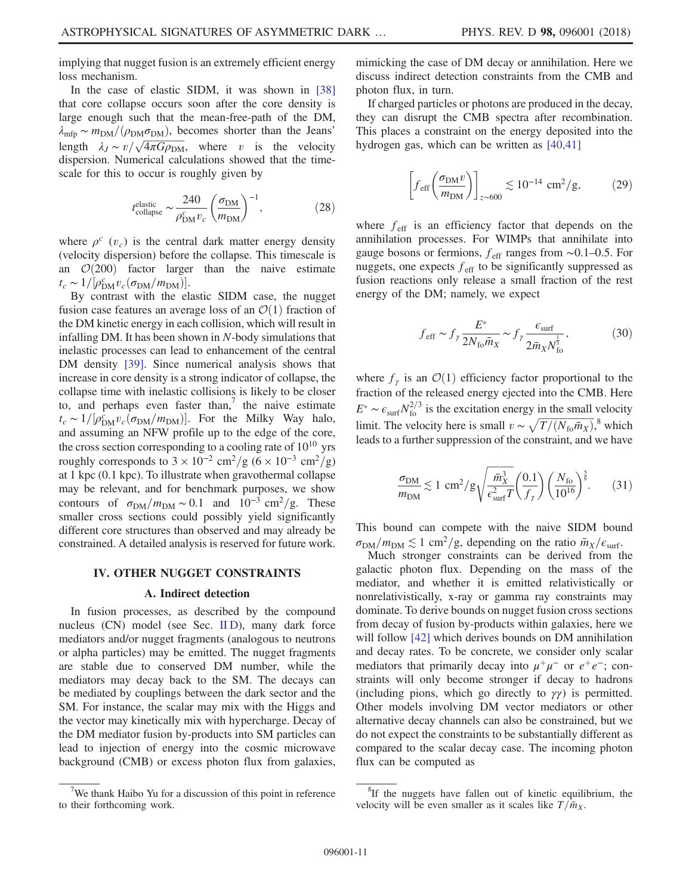implying that nugget fusion is an extremely efficient energy loss mechanism.

In the case of elastic SIDM, it was shown in [38] that core collapse occurs soon after the core density is large enough such that the mean-free-path of the DM, $\lambda_{\rm mfp} \sim m_{\rm DM}/(\rho_{\rm DM}\sigma_{\rm DM})$, becomes shorter than the Jeans' length $\lambda_J \sim v/\sqrt{4\pi G\rho_{\rm DM}}$, where $v$ is the velocity dispersion. Numerical calculations showed that the timescale for this to occur is roughly given by

$$t_{\rm collapse}^{\rm elastic} \sim \frac{240}{\rho_{\rm DM}^c v_c}\left(\frac{\sigma_{\rm DM}}{m_{\rm DM}}\right)^{-1}, \tag{28}$$

where $\rho^c$ ($v_c$) is the central dark matter energy density (velocity dispersion) before the collapse. This timescale is an $\mathcal{O}(200)$ factor larger than the naive estimate $t_c \sim 1/[\rho_{\rm DM}^c v_c(\sigma_{\rm DM}/m_{\rm DM})]$.

By contrast with the elastic SIDM case, the nugget fusion case features an average loss of an $\mathcal{O}(1)$ fraction of the DM kinetic energy in each collision, which will result in infalling DM. It has been shown in $N$-body simulations that inelastic processes can lead to enhancement of the central DM density [39]. Since numerical analysis shows that increase in core density is a strong indicator of collapse, the collapse time with inelastic collisions is likely to be closer to, and perhaps even faster than,[7] the naive estimate $t_c \sim 1/[\rho_{\rm DM}^c v_c(\sigma_{\rm DM}/m_{\rm DM})]$. For the Milky Way halo, and assuming an NFW profile up to the edge of the core, the cross section corresponding to a cooling rate of $10^{10}$ yrs roughly corresponds to $3\times 10^{-2}$ cm$^2$/g ($6\times 10^{-3}$ cm$^2$/g) at 1 kpc (0.1 kpc). To illustrate when gravothermal collapse may be relevant, and for benchmark purposes, we show contours of $\sigma_{\rm DM}/m_{\rm DM} \sim 0.1$ and $10^{-3}$ cm$^2$/g. These smaller cross sections could possibly yield significantly different core structures than observed and may already be constrained. A detailed analysis is reserved for future work.

## IV. OTHER NUGGET CONSTRAINTS

### A. Indirect detection

In fusion processes, as described by the compound nucleus (CN) model (see Sec. II D), many dark force mediators and/or nugget fragments (analogous to neutrons or alpha particles) may be emitted. The nugget fragments are stable due to conserved DM number, while the mediators may decay back to the SM. The decays can be mediated by couplings between the dark sector and the SM. For instance, the scalar may mix with the Higgs and the vector may kinetically mix with hypercharge. Decay of the DM mediator fusion by-products into SM particles can lead to injection of energy into the cosmic microwave background (CMB) or excess photon flux from galaxies, mimicking the case of DM decay or annihilation. Here we discuss indirect detection constraints from the CMB and photon flux, in turn.

If charged particles or photons are produced in the decay, they can disrupt the CMB spectra after recombination. This places a constraint on the energy deposited into the hydrogen gas, which can be written as [40,41]

$$\left[f_{\rm eff}\left(\frac{\sigma_{\rm DM}v}{m_{\rm DM}}\right)\right]_{z\sim 600} \lesssim 10^{-14}\ {\rm cm}^2/{\rm g}, \tag{29}$$

where $f_{\rm eff}$ is an efficiency factor that depends on the annihilation processes. For WIMPs that annihilate into gauge bosons or fermions, $f_{\rm eff}$ ranges from $\sim$0.1–0.5. For nuggets, one expects $f_{\rm eff}$ to be significantly suppressed as fusion reactions only release a small fraction of the rest energy of the DM; namely, we expect

$$f_{\rm eff} \sim f_\gamma \frac{E^*}{2N_{\rm fo}\bar{m}_X} \sim f_\gamma \frac{\epsilon_{\rm surf}}{2\bar{m}_X N_{\rm fo}^{\frac{1}{3}}}, \tag{30}$$

where $f_\gamma$ is an $\mathcal{O}(1)$ efficiency factor proportional to the fraction of the released energy ejected into the CMB. Here $E^* \sim \epsilon_{\rm surf}N_{\rm fo}^{2/3}$ is the excitation energy in the small velocity limit. The velocity here is small $v \sim \sqrt{T/(N_{\rm fo}\bar{m}_X)}$,[8] which leads to a further suppression of the constraint, and we have

$$\frac{\sigma_{\rm DM}}{m_{\rm DM}} \lesssim 1\ {\rm cm}^2/{\rm g}\sqrt{\frac{\bar{m}_X^3}{\epsilon_{\rm surf}^2 T}}\left(\frac{0.1}{f_\gamma}\right)\left(\frac{N_{\rm fo}}{10^{16}}\right)^{\frac{5}{6}}. \tag{31}$$

This bound can compete with the naive SIDM bound $\sigma_{\rm DM}/m_{\rm DM} \lesssim 1$ cm$^2$/g, depending on the ratio $\bar{m}_X/\epsilon_{\rm surf}$.

Much stronger constraints can be derived from the galactic photon flux. Depending on the mass of the mediator, and whether it is emitted relativistically or nonrelativistically, x-ray or gamma ray constraints may dominate. To derive bounds on nugget fusion cross sections from decay of fusion by-products within galaxies, here we will follow [42] which derives bounds on DM annihilation and decay rates. To be concrete, we consider only scalar mediators that primarily decay into $\mu^+\mu^-$ or $e^+e^-$; constraints will only become stronger if decay to hadrons (including pions, which go directly to $\gamma\gamma$) is permitted. Other models involving DM vector mediators or other alternative decay channels can also be constrained, but we do not expect the constraints to be substantially different as compared to the scalar decay case. The incoming photon flux can be computed as

---

[7] We thank Haibo Yu for a discussion of this point in reference to their forthcoming work.

[8] If the nuggets have fallen out of kinetic equilibrium, the velocity will be even smaller as it scales like $T/\bar{m}_X$.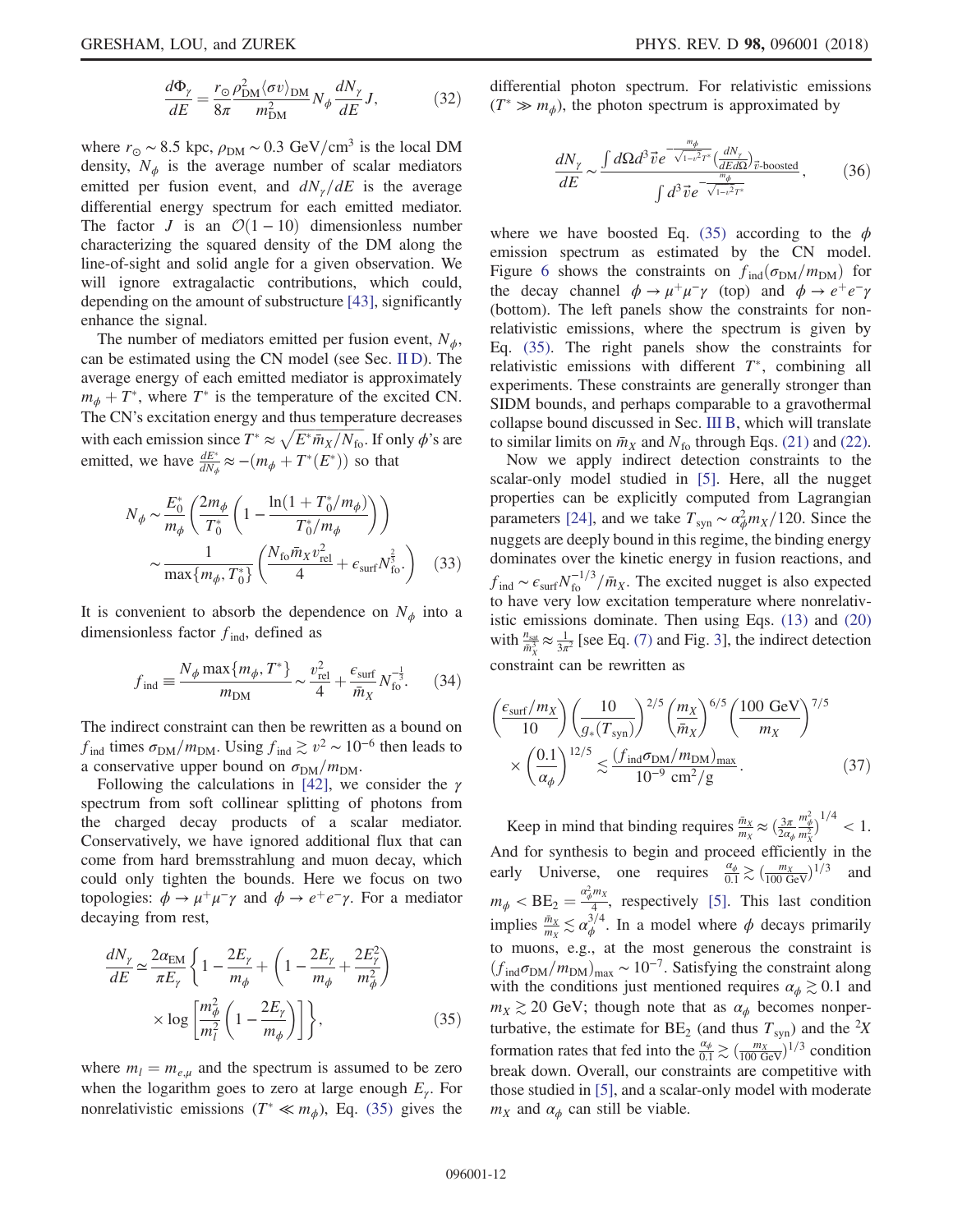$$\frac{d\Phi_\gamma}{dE} = \frac{r_\odot}{8\pi}\frac{\rho_{\rm DM}^2 \langle\sigma v\rangle_{\rm DM}}{m_{\rm DM}^2} N_\phi \frac{dN_\gamma}{dE} J, \tag{32}$$

where $r_\odot \sim 8.5$ kpc, $\rho_{\rm DM} \sim 0.3$ GeV/cm$^3$ is the local DM density, $N_\phi$ is the average number of scalar mediators emitted per fusion event, and $dN_\gamma/dE$ is the average differential energy spectrum for each emitted mediator. The factor $J$ is an $\mathcal{O}(1-10)$ dimensionless number characterizing the squared density of the DM along the line-of-sight and solid angle for a given observation. We will ignore extragalactic contributions, which could, depending on the amount of substructure [43], significantly enhance the signal.

The number of mediators emitted per fusion event, $N_\phi$, can be estimated using the CN model (see Sec. II D). The average energy of each emitted mediator is approximately $m_\phi + T^*$, where $T^*$ is the temperature of the excited CN. The CN's excitation energy and thus temperature decreases with each emission since $T^* \approx \sqrt{E^* \bar{m}_X / N_{\rm fo}}$. If only $\phi$'s are emitted, we have $\frac{dE^*}{dN_\phi} \approx -(m_\phi + T^*(E^*))$ so that

$$\begin{aligned} N_\phi &\sim \frac{E_0^*}{m_\phi}\left(\frac{2m_\phi}{T_0^*}\left(1 - \frac{\ln(1+T_0^*/m_\phi)}{T_0^*/m_\phi}\right)\right) \\ &\sim \frac{1}{\max\{m_\phi, T_0^*\}}\left(\frac{N_{\rm fo}\bar{m}_X v_{\rm rel}^2}{4} + \epsilon_{\rm surf} N_{\rm fo}^{\frac{2}{3}}\right) \end{aligned} \tag{33}$$

It is convenient to absorb the dependence on $N_\phi$ into a dimensionless factor $f_{\rm ind}$, defined as

$$f_{\rm ind} \equiv \frac{N_\phi \max\{m_\phi, T^*\}}{m_{\rm DM}} \sim \frac{v_{\rm rel}^2}{4} + \frac{\epsilon_{\rm surf}}{\bar{m}_X} N_{\rm fo}^{-\frac{1}{3}}. \tag{34}$$

The indirect constraint can then be rewritten as a bound on $f_{\rm ind}$ times $\sigma_{\rm DM}/m_{\rm DM}$. Using $f_{\rm ind} \gtrsim v^2 \sim 10^{-6}$ then leads to a conservative upper bound on $\sigma_{\rm DM}/m_{\rm DM}$.

Following the calculations in [42], we consider the $\gamma$ spectrum from soft collinear splitting of photons from the charged decay products of a scalar mediator. Conservatively, we have ignored additional flux that can come from hard bremsstrahlung and muon decay, which could only tighten the bounds. Here we focus on two topologies: $\phi \to \mu^+\mu^-\gamma$ and $\phi \to e^+e^-\gamma$. For a mediator decaying from rest,

$$\begin{aligned} \frac{dN_\gamma}{dE} \simeq \frac{2\alpha_{\rm EM}}{\pi E_\gamma}\bigg\{ & 1 - \frac{2E_\gamma}{m_\phi} + \left(1 - \frac{2E_\gamma}{m_\phi} + \frac{2E_\gamma^2}{m_\phi^2}\right) \\ & \times \log\left[\frac{m_\phi^2}{m_l^2}\left(1 - \frac{2E_\gamma}{m_\phi}\right)\right]\bigg\}, \end{aligned} \tag{35}$$

where $m_l = m_{e,\mu}$ and the spectrum is assumed to be zero when the logarithm goes to zero at large enough $E_\gamma$. For nonrelativistic emissions ($T^* \ll m_\phi$), Eq. (35) gives the differential photon spectrum. For relativistic emissions ($T^* \gg m_\phi$), the photon spectrum is approximated by

$$\frac{dN_\gamma}{dE} \sim \frac{\int d\Omega d^3\vec{v}\, e^{-\frac{m_\phi}{\sqrt{1-v^2}T^*}} \left(\frac{dN_\gamma}{dEd\Omega}\right)_{\vec{v}\text{-boosted}}}{\int d^3\vec{v}\, e^{-\frac{m_\phi}{\sqrt{1-v^2}T^*}}}, \tag{36}$$

where we have boosted Eq. (35) according to the $\phi$ emission spectrum as estimated by the CN model. Figure 6 shows the constraints on $f_{\rm ind}(\sigma_{\rm DM}/m_{\rm DM})$ for the decay channel $\phi \to \mu^+\mu^-\gamma$ (top) and $\phi \to e^+e^-\gamma$ (bottom). The left panels show the constraints for nonrelativistic emissions, where the spectrum is given by Eq. (35). The right panels show the constraints for relativistic emissions with different $T^*$, combining all experiments. These constraints are generally stronger than SIDM bounds, and perhaps comparable to a gravothermal collapse bound discussed in Sec. III B, which will translate to similar limits on $\bar{m}_X$ and $N_{\rm fo}$ through Eqs. (21) and (22).

Now we apply indirect detection constraints to the scalar-only model studied in [5]. Here, all the nugget properties can be explicitly computed from Lagrangian parameters [24], and we take $T_{\rm syn} \sim \alpha_\phi^2 m_X/120$. Since the nuggets are deeply bound in this regime, the binding energy dominates over the kinetic energy in fusion reactions, and $f_{\rm ind} \sim \epsilon_{\rm surf} N_{\rm fo}^{-1/3}/\bar{m}_X$. The excited nugget is also expected to have very low excitation temperature where nonrelativistic emissions dominate. Then using Eqs. (13) and (20) with $\frac{n_{\rm sat}}{\bar{m}_X^3} \approx \frac{1}{3\pi^2}$ [see Eq. (7) and Fig. 3], the indirect detection constraint can be rewritten as

$$\begin{aligned} &\left(\frac{\epsilon_{\rm surf}/m_X}{10}\right)\left(\frac{10}{g_*(T_{\rm syn})}\right)^{2/5}\left(\frac{m_X}{\bar{m}_X}\right)^{6/5}\left(\frac{100\ \text{GeV}}{m_X}\right)^{7/5} \\ &\times\left(\frac{0.1}{\alpha_\phi}\right)^{12/5} \lesssim \frac{(f_{\rm ind}\sigma_{\rm DM}/m_{\rm DM})_{\max}}{10^{-9}\ \text{cm}^2/\text{g}}. \end{aligned} \tag{37}$$

Keep in mind that binding requires $\frac{\bar{m}_X}{m_X} \approx \left(\frac{3\pi}{2\alpha_\phi}\frac{m_\phi^2}{m_X^2}\right)^{1/4} < 1$. And for synthesis to begin and proceed efficiently in the early Universe, one requires $\frac{\alpha_\phi}{0.1} \gtrsim \left(\frac{m_X}{100\ \text{GeV}}\right)^{1/3}$ and $m_\phi < \text{BE}_2 = \frac{\alpha_\phi^2 m_X}{4}$, respectively [5]. This last condition implies $\frac{\bar{m}_X}{m_X} \lesssim \alpha_\phi^{3/4}$. In a model where $\phi$ decays primarily to muons, e.g., at the most generous the constraint is $(f_{\rm ind}\sigma_{\rm DM}/m_{\rm DM})_{\max} \sim 10^{-7}$. Satisfying the constraint along with the conditions just mentioned requires $\alpha_\phi \gtrsim 0.1$ and $m_X \gtrsim 20$ GeV; though note that as $\alpha_\phi$ becomes nonperturbative, the estimate for $\text{BE}_2$ (and thus $T_{\rm syn}$) and the $^2X$ formation rates that fed into the $\frac{\alpha_\phi}{0.1} \gtrsim \left(\frac{m_X}{100\ \text{GeV}}\right)^{1/3}$ condition break down. Overall, our constraints are competitive with those studied in [5], and a scalar-only model with moderate $m_X$ and $\alpha_\phi$ can still be viable.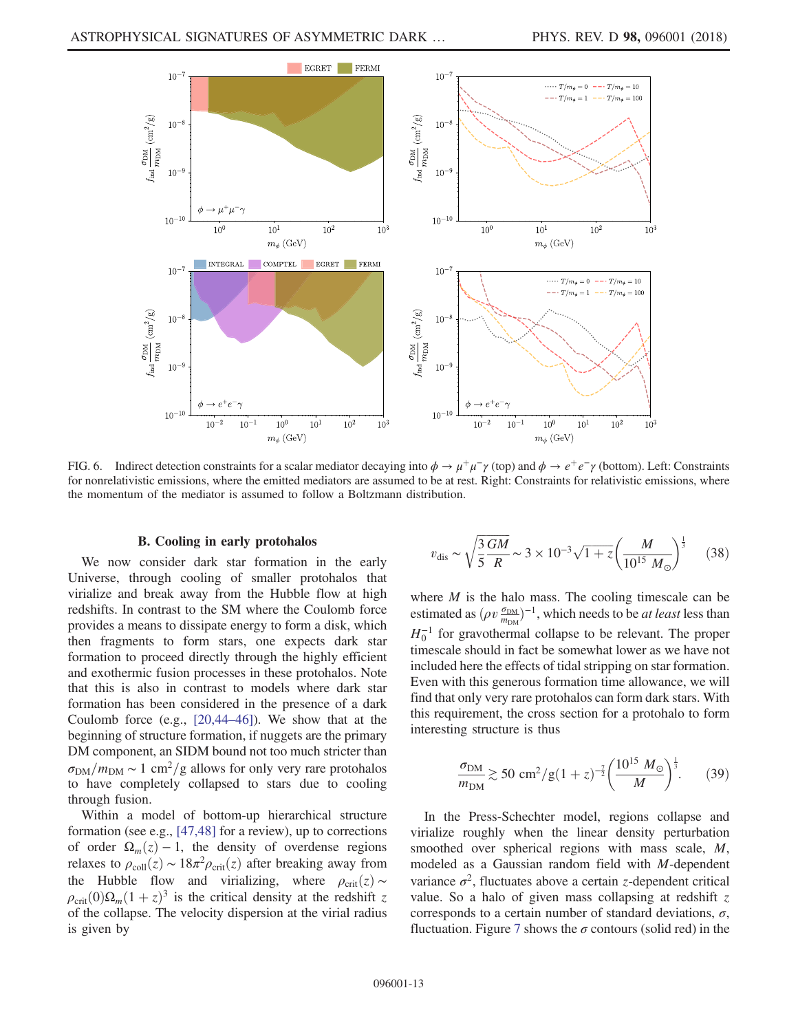FIG. 6. Indirect detection constraints for a scalar mediator decaying into $\phi \to \mu^+\mu^-\gamma$ (top) and $\phi \to e^+e^-\gamma$ (bottom). Left: Constraints for nonrelativistic emissions, where the emitted mediators are assumed to be at rest. Right: Constraints for relativistic emissions, where the momentum of the mediator is assumed to follow a Boltzmann distribution.

### B. Cooling in early protohalos

We now consider dark star formation in the early Universe, through cooling of smaller protohalos that virialize and break away from the Hubble flow at high redshifts. In contrast to the SM where the Coulomb force provides a means to dissipate energy to form a disk, which then fragments to form stars, one expects dark star formation to proceed directly through the highly efficient and exothermic fusion processes in these protohalos. Note that this is also in contrast to models where dark star formation has been considered in the presence of a dark Coulomb force (e.g., [20,44–46]). We show that at the beginning of structure formation, if nuggets are the primary DM component, an SIDM bound not too much stricter than $\sigma_{\rm DM}/m_{\rm DM} \sim 1\ {\rm cm}^2/{\rm g}$ allows for only very rare protohalos to have completely collapsed to stars due to cooling through fusion.

Within a model of bottom-up hierarchical structure formation (see e.g., [47,48] for a review), up to corrections of order $\Omega_m(z) - 1$, the density of overdense regions relaxes to $\rho_{\rm coll}(z) \sim 18\pi^2 \rho_{\rm crit}(z)$ after breaking away from the Hubble flow and virializing, where $\rho_{\rm crit}(z) \sim \rho_{\rm crit}(0)\Omega_m(1+z)^3$ is the critical density at the redshift $z$ of the collapse. The velocity dispersion at the virial radius is given by

$$v_{\rm dis} \sim \sqrt{\frac{3}{5}\frac{GM}{R}} \sim 3\times 10^{-3}\sqrt{1+z}\left(\frac{M}{10^{15}\ M_\odot}\right)^{\frac{1}{3}} \tag{38}$$

where $M$ is the halo mass. The cooling timescale can be estimated as $(\rho v \frac{\sigma_{\rm DM}}{m_{\rm DM}})^{-1}$, which needs to be *at least* less than $H_0^{-1}$ for gravothermal collapse to be relevant. The proper timescale should in fact be somewhat lower as we have not included here the effects of tidal stripping on star formation. Even with this generous formation time allowance, we will find that only very rare protohalos can form dark stars. With this requirement, the cross section for a protohalo to form interesting structure is thus

$$\frac{\sigma_{\rm DM}}{m_{\rm DM}} \gtrsim 50\ {\rm cm}^2/{\rm g}(1+z)^{-\frac{7}{2}}\left(\frac{10^{15}\ M_\odot}{M}\right)^{\frac{1}{3}}. \tag{39}$$

In the Press-Schechter model, regions collapse and virialize roughly when the linear density perturbation smoothed over spherical regions with mass scale, $M$, modeled as a Gaussian random field with $M$-dependent variance $\sigma^2$, fluctuates above a certain $z$-dependent critical value. So a halo of given mass collapsing at redshift $z$ corresponds to a certain number of standard deviations, $\sigma$, fluctuation. Figure 7 shows the $\sigma$ contours (solid red) in the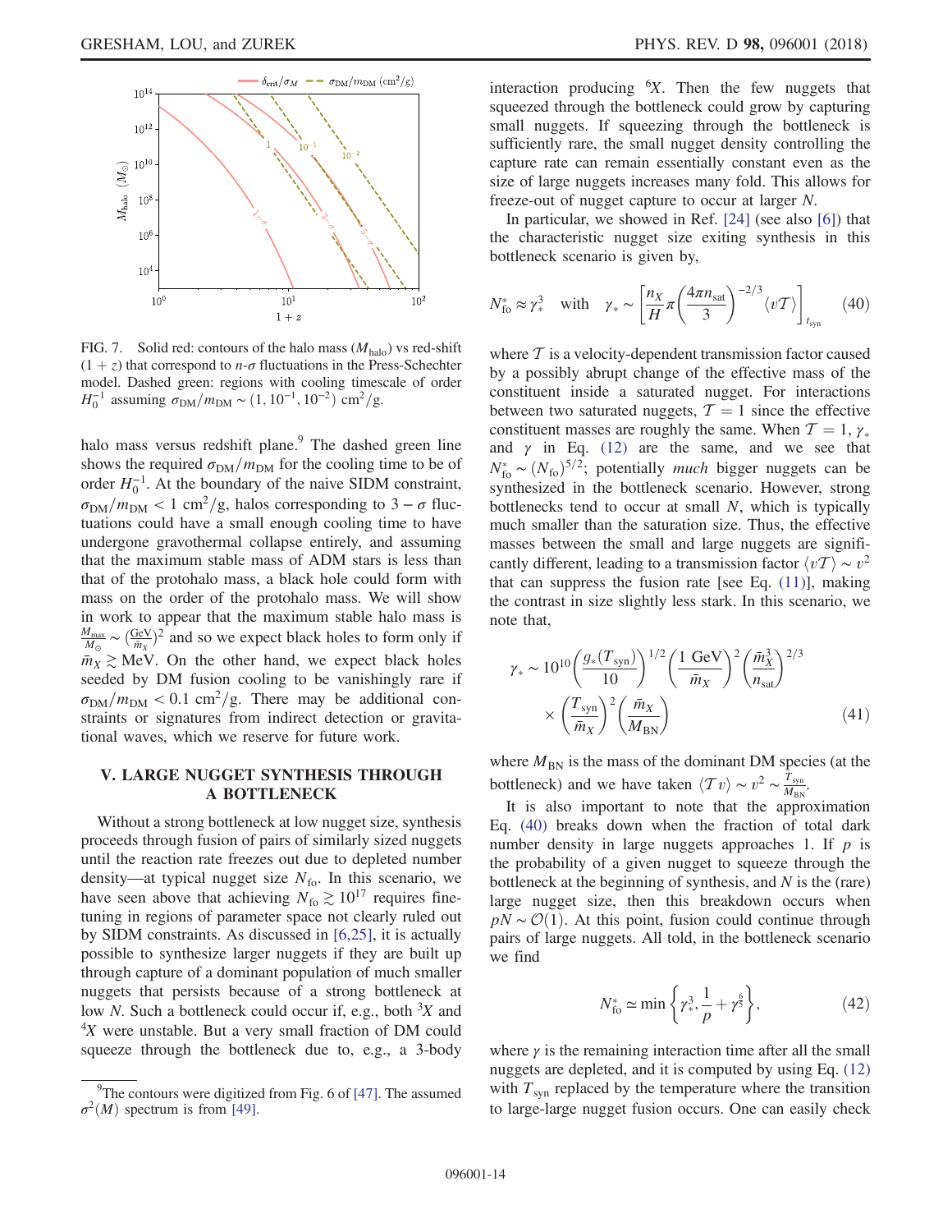FIG. 7. Solid red: contours of the halo mass ($M_{\rm halo}$) vs red-shift $(1+z)$ that correspond to $n$-$\sigma$ fluctuations in the Press-Schechter model. Dashed green: regions with cooling timescale of order $H_0^{-1}$ assuming $\sigma_{\rm DM}/m_{\rm DM} \sim (1, 10^{-1}, 10^{-2})$ cm$^2$/g.

halo mass versus redshift plane.[9] The dashed green line shows the required $\sigma_{\rm DM}/m_{\rm DM}$ for the cooling time to be of order $H_0^{-1}$. At the boundary of the naive SIDM constraint, $\sigma_{\rm DM}/m_{\rm DM} < 1$ cm$^2$/g, halos corresponding to $3-\sigma$ fluctuations could have a small enough cooling time to have undergone gravothermal collapse entirely, and assuming that the maximum stable mass of ADM stars is less than that of the protohalo mass, a black hole could form with mass on the order of the protohalo mass. We will show in work to appear that the maximum stable halo mass is $\frac{M_{\rm max}}{M_\odot} \sim (\frac{\rm GeV}{\bar{m}_X})^2$ and so we expect black holes to form only if $\bar{m}_X \gtrsim$ MeV. On the other hand, we expect black holes seeded by DM fusion cooling to be vanishingly rare if $\sigma_{\rm DM}/m_{\rm DM} < 0.1$ cm$^2$/g. There may be additional constraints or signatures from indirect detection or gravitational waves, which we reserve for future work.

## V. LARGE NUGGET SYNTHESIS THROUGH A BOTTLENECK

Without a strong bottleneck at low nugget size, synthesis proceeds through fusion of pairs of similarly sized nuggets until the reaction rate freezes out due to depleted number density—at typical nugget size $N_{\rm fo}$. In this scenario, we have seen above that achieving $N_{\rm fo} \gtrsim 10^{17}$ requires fine-tuning in regions of parameter space not clearly ruled out by SIDM constraints. As discussed in [6,25], it is actually possible to synthesize larger nuggets if they are built up through capture of a dominant population of much smaller nuggets that persists because of a strong bottleneck at low $N$. Such a bottleneck could occur if, e.g., both $^3X$ and $^4X$ were unstable. But a very small fraction of DM could squeeze through the bottleneck due to, e.g., a 3-body interaction producing $^6X$. Then the few nuggets that squeezed through the bottleneck could grow by capturing small nuggets. If squeezing through the bottleneck is sufficiently rare, the small nugget density controlling the capture rate can remain essentially constant even as the size of large nuggets increases many fold. This allows for freeze-out of nugget capture to occur at larger $N$.

In particular, we showed in Ref. [24] (see also [6]) that the characteristic nugget size exiting synthesis in this bottleneck scenario is given by,

$$N_{\rm fo}^* \approx \gamma_*^3 \quad \text{with} \quad \gamma_* \sim \left[\frac{n_X}{H}\pi\left(\frac{4\pi n_{\rm sat}}{3}\right)^{-2/3}\langle v\mathcal{T}\rangle\right]_{t_{\rm syn}} \tag{40}$$

where $\mathcal{T}$ is a velocity-dependent transmission factor caused by a possibly abrupt change of the effective mass of the constituent inside a saturated nugget. For interactions between two saturated nuggets, $\mathcal{T}=1$ since the effective constituent masses are roughly the same. When $\mathcal{T}=1$, $\gamma_*$ and $\gamma$ in Eq. (12) are the same, and we see that $N_{\rm fo}^* \sim (N_{\rm fo})^{5/2}$; potentially *much* bigger nuggets can be synthesized in the bottleneck scenario. However, strong bottlenecks tend to occur at small $N$, which is typically much smaller than the saturation size. Thus, the effective masses between the small and large nuggets are significantly different, leading to a transmission factor $\langle v\mathcal{T}\rangle \sim v^2$ that can suppress the fusion rate [see Eq. (11)], making the contrast in size slightly less stark. In this scenario, we note that,

$$\gamma_* \sim 10^{10}\left(\frac{g_*(T_{\rm syn})}{10}\right)^{1/2}\left(\frac{1\ \text{GeV}}{\bar{m}_X}\right)^2\left(\frac{\bar{m}_X^3}{n_{\rm sat}}\right)^{2/3} \times \left(\frac{T_{\rm syn}}{\bar{m}_X}\right)^2\left(\frac{\bar{m}_X}{M_{\rm BN}}\right) \tag{41}$$

where $M_{\rm BN}$ is the mass of the dominant DM species (at the bottleneck) and we have taken $\langle\mathcal{T}v\rangle \sim v^2 \sim \frac{T_{\rm syn}}{M_{\rm BN}}$.

It is also important to note that the approximation Eq. (40) breaks down when the fraction of total dark number density in large nuggets approaches 1. If $p$ is the probability of a given nugget to squeeze through the bottleneck at the beginning of synthesis, and $N$ is the (rare) large nugget size, then this breakdown occurs when $pN \sim \mathcal{O}(1)$. At this point, fusion could continue through pairs of large nuggets. All told, in the bottleneck scenario we find

$$N_{\rm fo}^* \simeq \min\left\{\gamma_*^3, \frac{1}{p}+\gamma^{\frac{6}{5}}\right\}, \tag{42}$$

where $\gamma$ is the remaining interaction time after all the small nuggets are depleted, and it is computed by using Eq. (12) with $T_{\rm syn}$ replaced by the temperature where the transition to large-large nugget fusion occurs. One can easily check

[9] The contours were digitized from Fig. 6 of [47]. The assumed $\sigma^2(M)$ spectrum is from [49].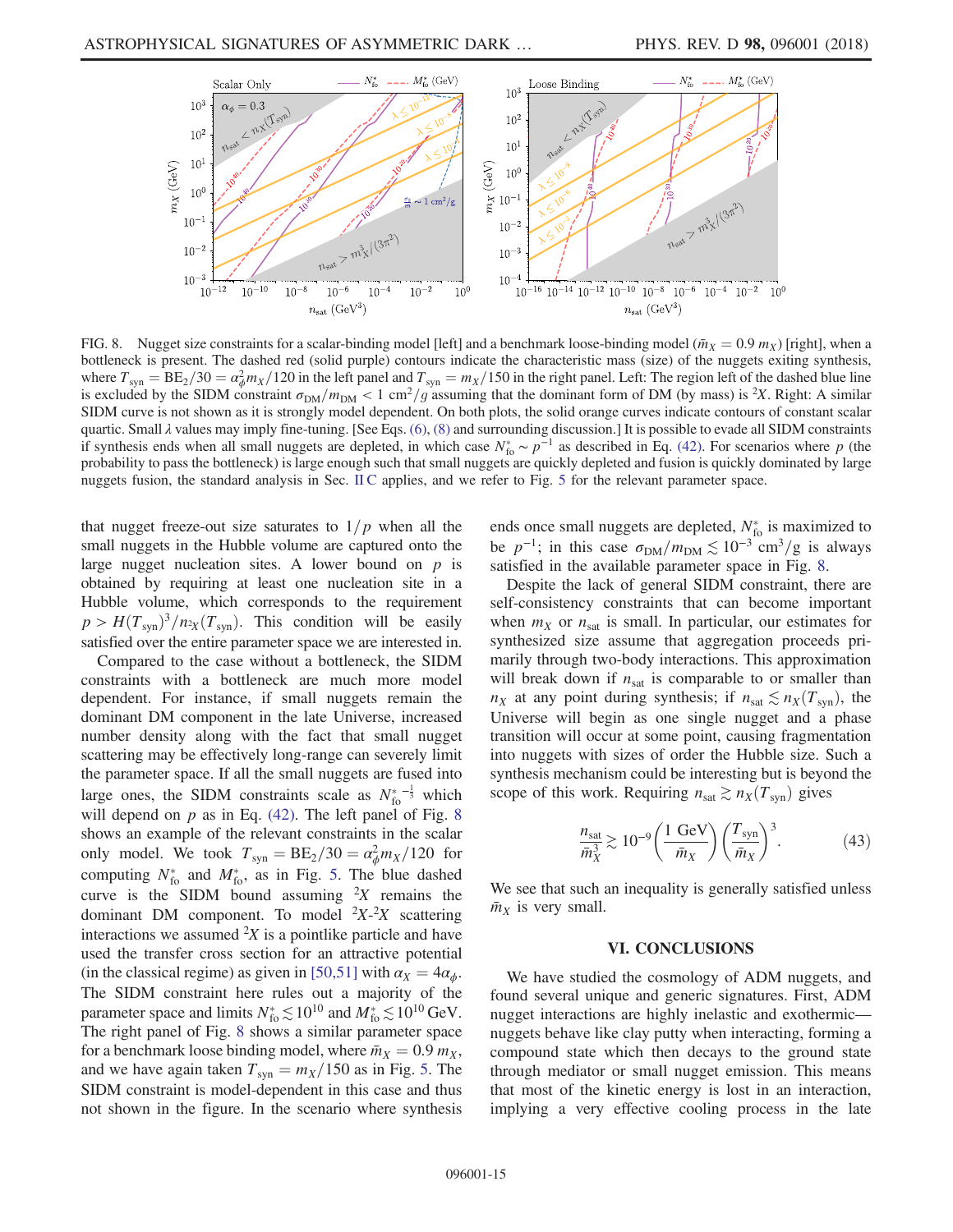FIG. 8. Nugget size constraints for a scalar-binding model [left] and a benchmark loose-binding model ($\bar{m}_X = 0.9\, m_X$) [right], when a bottleneck is present. The dashed red (solid purple) contours indicate the characteristic mass (size) of the nuggets exiting synthesis, where $T_{\rm syn} = {\rm BE}_2/30 = \alpha_\phi^2 m_X/120$ in the left panel and $T_{\rm syn} = m_X/150$ in the right panel. Left: The region left of the dashed blue line is excluded by the SIDM constraint $\sigma_{\rm DM}/m_{\rm DM} < 1~{\rm cm}^2/g$ assuming that the dominant form of DM (by mass) is ${}^2X$. Right: A similar SIDM curve is not shown as it is strongly model dependent. On both plots, the solid orange curves indicate contours of constant scalar quartic. Small $\lambda$ values may imply fine-tuning. [See Eqs. (6), (8) and surrounding discussion.] It is possible to evade all SIDM constraints if synthesis ends when all small nuggets are depleted, in which case $N_{\rm fo}^* \sim p^{-1}$ as described in Eq. (42). For scenarios where $p$ (the probability to pass the bottleneck) is large enough such that small nuggets are quickly depleted and fusion is quickly dominated by large nuggets fusion, the standard analysis in Sec. II C applies, and we refer to Fig. 5 for the relevant parameter space.

that nugget freeze-out size saturates to $1/p$ when all the small nuggets in the Hubble volume are captured onto the large nugget nucleation sites. A lower bound on $p$ is obtained by requiring at least one nucleation site in a Hubble volume, which corresponds to the requirement $p > H(T_{\rm syn})^3/n_{^2X}(T_{\rm syn})$. This condition will be easily satisfied over the entire parameter space we are interested in.

Compared to the case without a bottleneck, the SIDM constraints with a bottleneck are much more model dependent. For instance, if small nuggets remain the dominant DM component in the late Universe, increased number density along with the fact that small nugget scattering may be effectively long-range can severely limit the parameter space. If all the small nuggets are fused into large ones, the SIDM constraints scale as $N_{\rm fo}^{*\,-\frac{1}{3}}$ which will depend on $p$ as in Eq. (42). The left panel of Fig. 8 shows an example of the relevant constraints in the scalar only model. We took $T_{\rm syn} = {\rm BE}_2/30 = \alpha_\phi^2 m_X/120$ for computing $N_{\rm fo}^*$ and $M_{\rm fo}^*$, as in Fig. 5. The blue dashed curve is the SIDM bound assuming ${}^2X$ remains the dominant DM component. To model ${}^2X$-${}^2X$ scattering interactions we assumed ${}^2X$ is a pointlike particle and have used the transfer cross section for an attractive potential (in the classical regime) as given in [50,51] with $\alpha_X = 4\alpha_\phi$. The SIDM constraint here rules out a majority of the parameter space and limits $N_{\rm fo}^* \lesssim 10^{10}$ and $M_{\rm fo}^* \lesssim 10^{10}$ GeV. The right panel of Fig. 8 shows a similar parameter space for a benchmark loose binding model, where $\bar{m}_X = 0.9\, m_X$, and we have again taken $T_{\rm syn} = m_X/150$ as in Fig. 5. The SIDM constraint is model-dependent in this case and thus not shown in the figure. In the scenario where synthesis ends once small nuggets are depleted, $N_{\rm fo}^*$ is maximized to be $p^{-1}$; in this case $\sigma_{\rm DM}/m_{\rm DM} \lesssim 10^{-3}~{\rm cm}^3/{\rm g}$ is always satisfied in the available parameter space in Fig. 8.

Despite the lack of general SIDM constraint, there are self-consistency constraints that can become important when $m_X$ or $n_{\rm sat}$ is small. In particular, our estimates for synthesized size assume that aggregation proceeds primarily through two-body interactions. This approximation will break down if $n_{\rm sat}$ is comparable to or smaller than $n_X$ at any point during synthesis; if $n_{\rm sat} \lesssim n_X(T_{\rm syn})$, the Universe will begin as one single nugget and a phase transition will occur at some point, causing fragmentation into nuggets with sizes of order the Hubble size. Such a synthesis mechanism could be interesting but is beyond the scope of this work. Requiring $n_{\rm sat} \gtrsim n_X(T_{\rm syn})$ gives

$$\frac{n_{\rm sat}}{\bar{m}_X^3} \gtrsim 10^{-9}\left(\frac{1~{\rm GeV}}{\bar{m}_X}\right)\left(\frac{T_{\rm syn}}{\bar{m}_X}\right)^3. \tag{43}$$

We see that such an inequality is generally satisfied unless $\bar{m}_X$ is very small.

## VI. CONCLUSIONS

We have studied the cosmology of ADM nuggets, and found several unique and generic signatures. First, ADM nugget interactions are highly inelastic and exothermic—nuggets behave like clay putty when interacting, forming a compound state which then decays to the ground state through mediator or small nugget emission. This means that most of the kinetic energy is lost in an interaction, implying a very effective cooling process in the late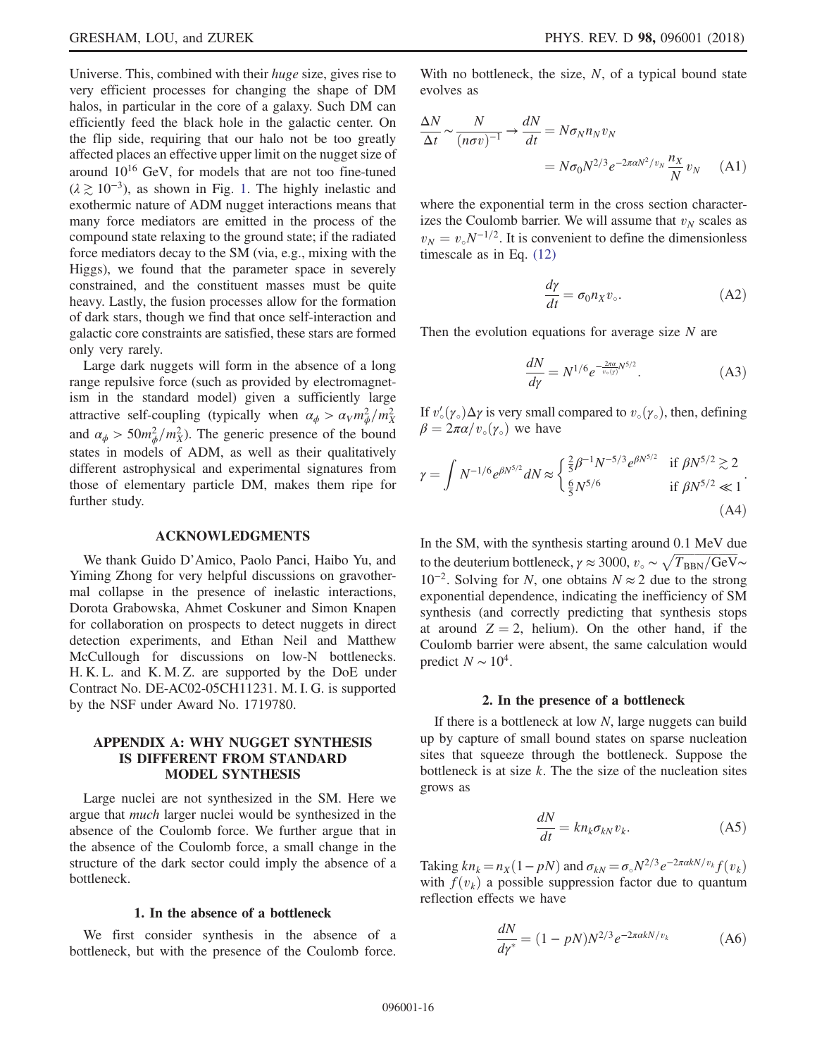Universe. This, combined with their *huge* size, gives rise to very efficient processes for changing the shape of DM halos, in particular in the core of a galaxy. Such DM can efficiently feed the black hole in the galactic center. On the flip side, requiring that our halo not be too greatly affected places an effective upper limit on the nugget size of around $10^{16}$ GeV, for models that are not too fine-tuned ($\lambda \gtrsim 10^{-3}$), as shown in Fig. 1. The highly inelastic and exothermic nature of ADM nugget interactions means that many force mediators are emitted in the process of the compound state relaxing to the ground state; if the radiated force mediators decay to the SM (via, e.g., mixing with the Higgs), we found that the parameter space in severely constrained, and the constituent masses must be quite heavy. Lastly, the fusion processes allow for the formation of dark stars, though we find that once self-interaction and galactic core constraints are satisfied, these stars are formed only very rarely.

Large dark nuggets will form in the absence of a long range repulsive force (such as provided by electromagnetism in the standard model) given a sufficiently large attractive self-coupling (typically when $\alpha_\phi > \alpha_V m_\phi^2/m_X^2$ and $\alpha_\phi > 50 m_\phi^2/m_X^2$). The generic presence of the bound states in models of ADM, as well as their qualitatively different astrophysical and experimental signatures from those of elementary particle DM, makes them ripe for further study.

## ACKNOWLEDGMENTS

We thank Guido D'Amico, Paolo Panci, Haibo Yu, and Yiming Zhong for very helpful discussions on gravothermal collapse in the presence of inelastic interactions, Dorota Grabowska, Ahmet Coskuner and Simon Knapen for collaboration on prospects to detect nuggets in direct detection experiments, and Ethan Neil and Matthew McCullough for discussions on low-N bottlenecks. H. K. L. and K. M. Z. are supported by the DoE under Contract No. DE-AC02-05CH11231. M. I. G. is supported by the NSF under Award No. 1719780.

## APPENDIX A: WHY NUGGET SYNTHESIS IS DIFFERENT FROM STANDARD MODEL SYNTHESIS

Large nuclei are not synthesized in the SM. Here we argue that *much* larger nuclei would be synthesized in the absence of the Coulomb force. We further argue that in the absence of the Coulomb force, a small change in the structure of the dark sector could imply the absence of a bottleneck.

### 1. In the absence of a bottleneck

We first consider synthesis in the absence of a bottleneck, but with the presence of the Coulomb force. With no bottleneck, the size, $N$, of a typical bound state evolves as

$$\frac{\Delta N}{\Delta t} \sim \frac{N}{(n\sigma v)^{-1}} \to \frac{dN}{dt} = N\sigma_N n_N v_N = N\sigma_0 N^{2/3} e^{-2\pi\alpha N^2/v_N} \frac{n_X}{N} v_N \quad \text{(A1)}$$

where the exponential term in the cross section characterizes the Coulomb barrier. We will assume that $v_N$ scales as $v_N = v_\circ N^{-1/2}$. It is convenient to define the dimensionless timescale as in Eq. (12)

$$\frac{d\gamma}{dt} = \sigma_0 n_X v_\circ. \quad \text{(A2)}$$

Then the evolution equations for average size $N$ are

$$\frac{dN}{d\gamma} = N^{1/6} e^{-\frac{2\pi\alpha}{v_\circ(\gamma)} N^{5/2}}. \quad \text{(A3)}$$

If $v'_\circ(\gamma_\circ)\Delta\gamma$ is very small compared to $v_\circ(\gamma_\circ)$, then, defining $\beta = 2\pi\alpha/v_\circ(\gamma_\circ)$ we have

$$\gamma = \int N^{-1/6} e^{\beta N^{5/2}} dN \approx \begin{cases} \frac{2}{5}\beta^{-1} N^{-5/3} e^{\beta N^{5/2}} & \text{if } \beta N^{5/2} \gtrsim 2 \\ \frac{6}{5} N^{5/6} & \text{if } \beta N^{5/2} \ll 1 \end{cases}. \quad \text{(A4)}$$

In the SM, with the synthesis starting around 0.1 MeV due to the deuterium bottleneck, $\gamma \approx 3000$, $v_\circ \sim \sqrt{T_{\rm BBN}/\text{GeV}} \sim 10^{-2}$. Solving for $N$, one obtains $N \approx 2$ due to the strong exponential dependence, indicating the inefficiency of SM synthesis (and correctly predicting that synthesis stops at around $Z = 2$, helium). On the other hand, if the Coulomb barrier were absent, the same calculation would predict $N \sim 10^4$.

### 2. In the presence of a bottleneck

If there is a bottleneck at low $N$, large nuggets can build up by capture of small bound states on sparse nucleation sites that squeeze through the bottleneck. Suppose the bottleneck is at size $k$. The the size of the nucleation sites grows as

$$\frac{dN}{dt} = k n_k \sigma_{kN} v_k. \quad \text{(A5)}$$

Taking $k n_k = n_X(1 - pN)$ and $\sigma_{kN} = \sigma_\circ N^{2/3} e^{-2\pi\alpha k N/v_k} f(v_k)$ with $f(v_k)$ a possible suppression factor due to quantum reflection effects we have

$$\frac{dN}{d\gamma^*} = (1 - pN) N^{2/3} e^{-2\pi\alpha k N/v_k} \quad \text{(A6)}$$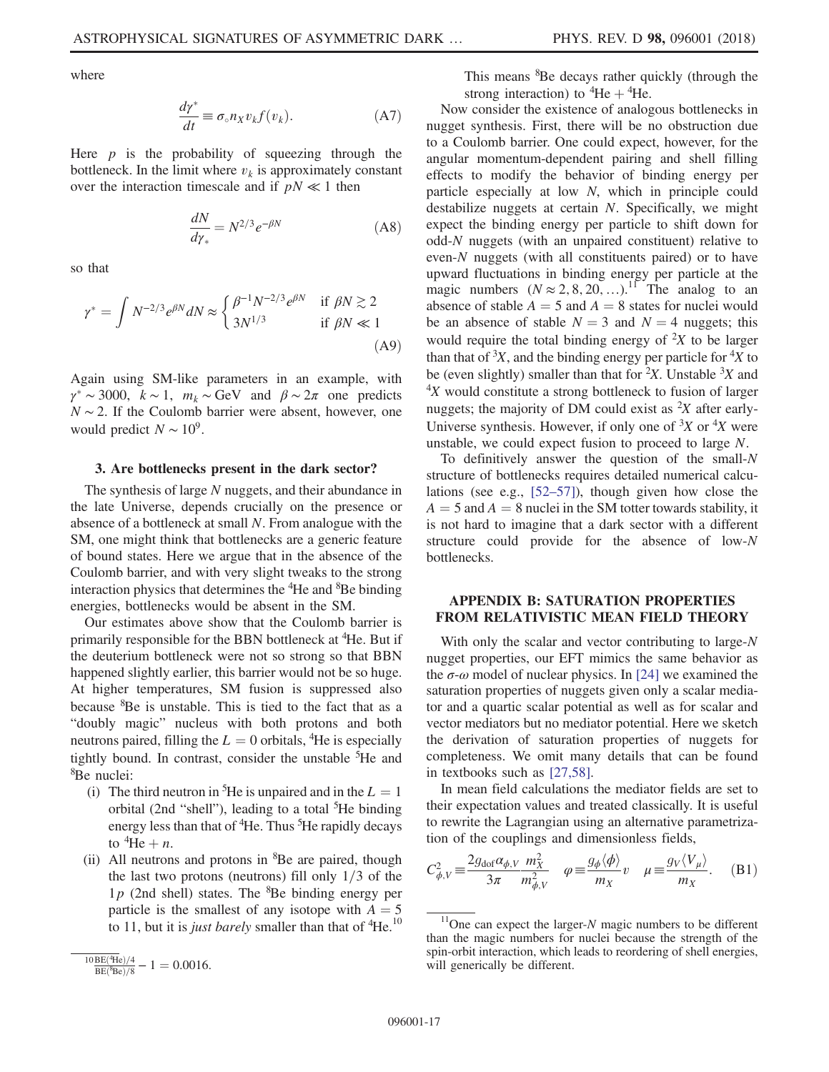where

$$\frac{d\gamma^*}{dt} \equiv \sigma_\circ n_X v_k f(v_k). \tag{A7}$$

Here $p$ is the probability of squeezing through the bottleneck. In the limit where $v_k$ is approximately constant over the interaction timescale and if $pN \ll 1$ then

$$\frac{dN}{d\gamma_*} = N^{2/3} e^{-\beta N} \tag{A8}$$

so that

$$\gamma^* = \int N^{-2/3} e^{\beta N} dN \approx \begin{cases} \beta^{-1} N^{-2/3} e^{\beta N} & \text{if } \beta N \gtrsim 2 \\ 3N^{1/3} & \text{if } \beta N \ll 1 \end{cases} \tag{A9}$$

Again using SM-like parameters in an example, with $\gamma^* \sim 3000$, $k \sim 1$, $m_k \sim \text{GeV}$ and $\beta \sim 2\pi$ one predicts $N \sim 2$. If the Coulomb barrier were absent, however, one would predict $N \sim 10^9$.

### 3. Are bottlenecks present in the dark sector?

The synthesis of large $N$ nuggets, and their abundance in the late Universe, depends crucially on the presence or absence of a bottleneck at small $N$. From analogue with the SM, one might think that bottlenecks are a generic feature of bound states. Here we argue that in the absence of the Coulomb barrier, and with very slight tweaks to the strong interaction physics that determines the $^4$He and $^8$Be binding energies, bottlenecks would be absent in the SM.

Our estimates above show that the Coulomb barrier is primarily responsible for the BBN bottleneck at $^4$He. But if the deuterium bottleneck were not so strong so that BBN happened slightly earlier, this barrier would not be so huge. At higher temperatures, SM fusion is suppressed also because $^8$Be is unstable. This is tied to the fact that as a "doubly magic" nucleus with both protons and both neutrons paired, filling the $L = 0$ orbitals, $^4$He is especially tightly bound. In contrast, consider the unstable $^5$He and $^8$Be nuclei:

(i) The third neutron in $^5$He is unpaired and in the $L = 1$ orbital (2nd "shell"), leading to a total $^5$He binding energy less than that of $^4$He. Thus $^5$He rapidly decays to $^4\text{He} + n$.

(ii) All neutrons and protons in $^8$Be are paired, though the last two protons (neutrons) fill only $1/3$ of the $1p$ (2nd shell) states. The $^8$Be binding energy per particle is the smallest of any isotope with $A = 5$ to 11, but it is *just barely* smaller than that of $^4$He.[10] This means $^8$Be decays rather quickly (through the strong interaction) to $^4\text{He} + {}^4\text{He}$.

Now consider the existence of analogous bottlenecks in nugget synthesis. First, there will be no obstruction due to a Coulomb barrier. One could expect, however, for the angular momentum-dependent pairing and shell filling effects to modify the behavior of binding energy per particle especially at low $N$, which in principle could destabilize nuggets at certain $N$. Specifically, we might expect the binding energy per particle to shift down for odd-$N$ nuggets (with an unpaired constituent) relative to even-$N$ nuggets (with all constituents paired) or to have upward fluctuations in binding energy per particle at the magic numbers ($N \approx 2, 8, 20, \ldots$).[11] The analog to an absence of stable $A = 5$ and $A = 8$ states for nuclei would be an absence of stable $N = 3$ and $N = 4$ nuggets; this would require the total binding energy of $^2X$ to be larger than that of $^3X$, and the binding energy per particle for $^4X$ to be (even slightly) smaller than that for $^2X$. Unstable $^3X$ and $^4X$ would constitute a strong bottleneck to fusion of larger nuggets; the majority of DM could exist as $^2X$ after early-Universe synthesis. However, if only one of $^3X$ or $^4X$ were unstable, we could expect fusion to proceed to large $N$.

To definitively answer the question of the small-$N$ structure of bottlenecks requires detailed numerical calculations (see e.g., [52–57]), though given how close the $A = 5$ and $A = 8$ nuclei in the SM totter towards stability, it is not hard to imagine that a dark sector with a different structure could provide for the absence of low-$N$ bottlenecks.

## APPENDIX B: SATURATION PROPERTIES FROM RELATIVISTIC MEAN FIELD THEORY

With only the scalar and vector contributing to large-$N$ nugget properties, our EFT mimics the same behavior as the $\sigma$-$\omega$ model of nuclear physics. In [24] we examined the saturation properties of nuggets given only a scalar mediator and a quartic scalar potential as well as for scalar and vector mediators but no mediator potential. Here we sketch the derivation of saturation properties of nuggets for completeness. We omit many details that can be found in textbooks such as [27,58].

In mean field calculations the mediator fields are set to their expectation values and treated classically. It is useful to rewrite the Lagrangian using an alternative parametrization of the couplings and dimensionless fields,

$$C_{\phi,V}^2 \equiv \frac{2g_{\text{dof}}\alpha_{\phi,V}}{3\pi}\frac{m_X^2}{m_{\phi,V}^2} \quad \varphi \equiv \frac{g_\phi \langle \phi \rangle}{m_X} v \quad \mu \equiv \frac{g_V \langle V_\mu \rangle}{m_X}. \tag{B1}$$

---

[10] $\frac{\text{BE}(^4\text{He})/4}{\text{BE}(^8\text{Be})/8} - 1 = 0.0016.$

[11] One can expect the larger-$N$ magic numbers to be different than the magic numbers for nuclei because the strength of the spin-orbit interaction, which leads to reordering of shell energies, will generically be different.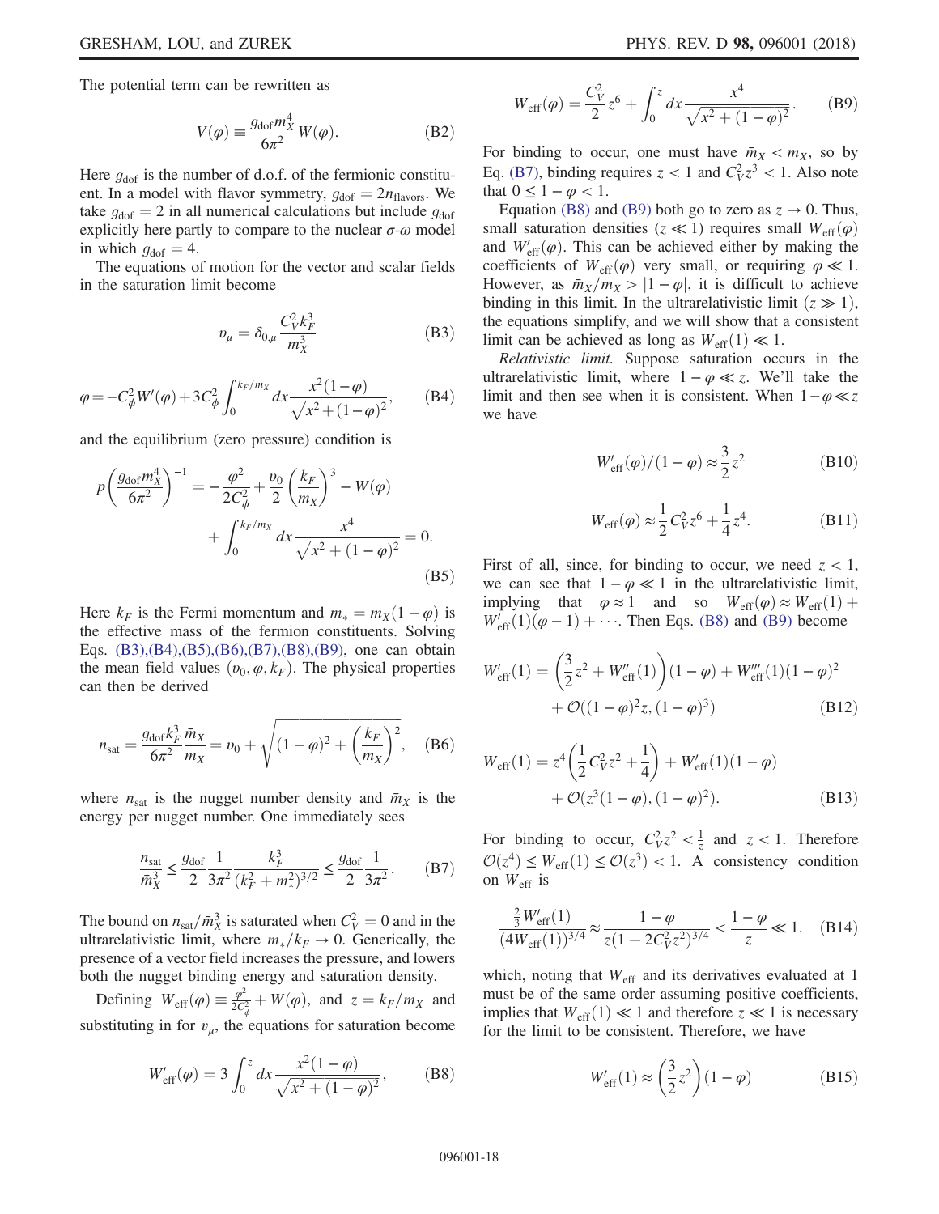The potential term can be rewritten as

$$V(\varphi) \equiv \frac{g_{\rm dof} m_X^4}{6\pi^2} W(\varphi). \tag{B2}$$

Here $g_{\rm dof}$ is the number of d.o.f. of the fermionic constituent. In a model with flavor symmetry, $g_{\rm dof} = 2n_{\rm flavors}$. We take $g_{\rm dof} = 2$ in all numerical calculations but include $g_{\rm dof}$ explicitly here partly to compare to the nuclear $\sigma$-$\omega$ model in which $g_{\rm dof} = 4$.

The equations of motion for the vector and scalar fields in the saturation limit become

$$v_\mu = \delta_{0,\mu} \frac{C_V^2 k_F^3}{m_X^3} \tag{B3}$$

$$\varphi = -C_\phi^2 W'(\varphi) + 3C_\phi^2 \int_0^{k_F/m_X} dx \frac{x^2(1-\varphi)}{\sqrt{x^2+(1-\varphi)^2}}, \tag{B4}$$

and the equilibrium (zero pressure) condition is

$$p\left(\frac{g_{\rm dof} m_X^4}{6\pi^2}\right)^{-1} = -\frac{\varphi^2}{2C_\phi^2} + \frac{v_0}{2}\left(\frac{k_F}{m_X}\right)^3 - W(\varphi) + \int_0^{k_F/m_X} dx \frac{x^4}{\sqrt{x^2+(1-\varphi)^2}} = 0. \tag{B5}$$

Here $k_F$ is the Fermi momentum and $m_* = m_X(1-\varphi)$ is the effective mass of the fermion constituents. Solving Eqs. (B3),(B4),(B5),(B6),(B7),(B8),(B9), one can obtain the mean field values $(v_0, \varphi, k_F)$. The physical properties can then be derived

$$n_{\rm sat} = \frac{g_{\rm dof} k_F^3}{6\pi^2}, \quad \frac{\bar{m}_X}{m_X} = v_0 + \sqrt{(1-\varphi)^2 + \left(\frac{k_F}{m_X}\right)^2}, \tag{B6}$$

where $n_{\rm sat}$ is the nugget number density and $\bar{m}_X$ is the energy per nugget number. One immediately sees

$$\frac{n_{\rm sat}}{\bar{m}_X^3} \le \frac{g_{\rm dof}}{2}\frac{1}{3\pi^2}\frac{k_F^3}{(k_F^2+m_*^2)^{3/2}} \le \frac{g_{\rm dof}}{2}\frac{1}{3\pi^2}. \tag{B7}$$

The bound on $n_{\rm sat}/\bar{m}_X^3$ is saturated when $C_V^2 = 0$ and in the ultrarelativistic limit, where $m_*/k_F \to 0$. Generically, the presence of a vector field increases the pressure, and lowers both the nugget binding energy and saturation density.

Defining $W_{\rm eff}(\varphi) \equiv \frac{\varphi^2}{2C_\phi^2} + W(\varphi)$, and $z = k_F/m_X$ and substituting in for $v_\mu$, the equations for saturation become

$$W'_{\rm eff}(\varphi) = 3\int_0^z dx \frac{x^2(1-\varphi)}{\sqrt{x^2+(1-\varphi)^2}}, \tag{B8}$$

$$W_{\rm eff}(\varphi) = \frac{C_V^2}{2} z^6 + \int_0^z dx \frac{x^4}{\sqrt{x^2+(1-\varphi)^2}}. \tag{B9}$$

For binding to occur, one must have $\bar{m}_X < m_X$, so by Eq. (B7), binding requires $z < 1$ and $C_V^2 z^3 < 1$. Also note that $0 \le 1-\varphi < 1$.

Equation (B8) and (B9) both go to zero as $z \to 0$. Thus, small saturation densities ($z \ll 1$) requires small $W_{\rm eff}(\varphi)$ and $W'_{\rm eff}(\varphi)$. This can be achieved either by making the coefficients of $W_{\rm eff}(\varphi)$ very small, or requiring $\varphi \ll 1$. However, as $\bar{m}_X/m_X > |1-\varphi|$, it is difficult to achieve binding in this limit. In the ultrarelativistic limit ($z \gg 1$), the equations simplify, and we will show that a consistent limit can be achieved as long as $W_{\rm eff}(1) \ll 1$.

*Relativistic limit.* Suppose saturation occurs in the ultrarelativistic limit, where $1-\varphi \ll z$. We'll take the limit and then see when it is consistent. When $1-\varphi \ll z$ we have

$$W'_{\rm eff}(\varphi)/(1-\varphi) \approx \frac{3}{2}z^2 \tag{B10}$$

$$W_{\rm eff}(\varphi) \approx \frac{1}{2}C_V^2 z^6 + \frac{1}{4}z^4. \tag{B11}$$

First of all, since, for binding to occur, we need $z < 1$, we can see that $1-\varphi \ll 1$ in the ultrarelativistic limit, implying that $\varphi \approx 1$ and so $W_{\rm eff}(\varphi) \approx W_{\rm eff}(1) + W'_{\rm eff}(1)(\varphi - 1) + \cdots$. Then Eqs. (B8) and (B9) become

$$W'_{\rm eff}(1) = \left(\frac{3}{2}z^2 + W''_{\rm eff}(1)\right)(1-\varphi) + W'''_{\rm eff}(1)(1-\varphi)^2 + \mathcal{O}((1-\varphi)^2 z, (1-\varphi)^3) \tag{B12}$$

$$W_{\rm eff}(1) = z^4\left(\frac{1}{2}C_V^2 z^2 + \frac{1}{4}\right) + W'_{\rm eff}(1)(1-\varphi) + \mathcal{O}(z^3(1-\varphi), (1-\varphi)^2). \tag{B13}$$

For binding to occur, $C_V^2 z^2 < \frac{1}{z}$ and $z < 1$. Therefore $\mathcal{O}(z^4) \le W_{\rm eff}(1) \le \mathcal{O}(z^3) < 1$. A consistency condition on $W_{\rm eff}$ is

$$\frac{\frac{2}{3}W'_{\rm eff}(1)}{(4W_{\rm eff}(1))^{3/4}} \approx \frac{1-\varphi}{z(1+2C_V^2 z^2)^{3/4}} < \frac{1-\varphi}{z} \ll 1. \tag{B14}$$

which, noting that $W_{\rm eff}$ and its derivatives evaluated at 1 must be of the same order assuming positive coefficients, implies that $W_{\rm eff}(1) \ll 1$ and therefore $z \ll 1$ is necessary for the limit to be consistent. Therefore, we have

$$W'_{\rm eff}(1) \approx \left(\frac{3}{2}z^2\right)(1-\varphi) \tag{B15}$$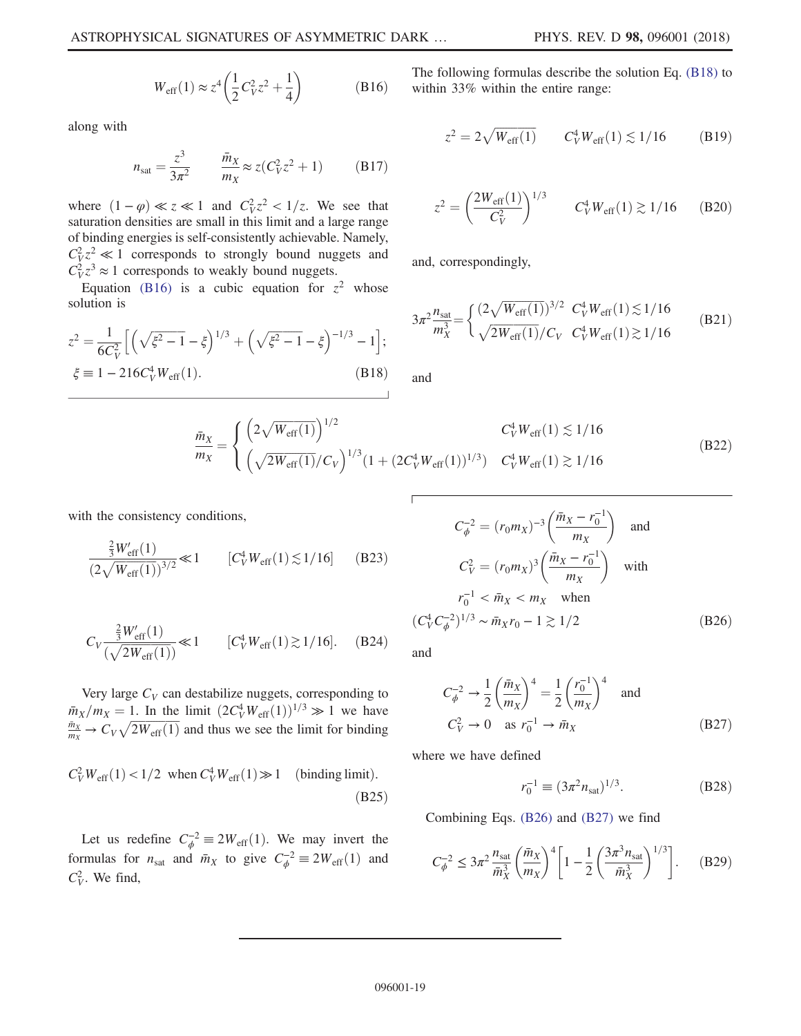$$W_{\rm eff}(1) \approx z^4\left(\frac{1}{2}C_V^2 z^2 + \frac{1}{4}\right) \tag{B16}$$

along with

$$n_{\rm sat} = \frac{z^3}{3\pi^2} \qquad \frac{\bar{m}_X}{m_X} \approx z(C_V^2 z^2 + 1) \tag{B17}$$

where $(1-\varphi) \ll z \ll 1$ and $C_V^2 z^2 < 1/z$. We see that saturation densities are small in this limit and a large range of binding energies is self-consistently achievable. Namely, $C_V^2 z^2 \ll 1$ corresponds to strongly bound nuggets and $C_V^2 z^3 \approx 1$ corresponds to weakly bound nuggets.

Equation (B16) is a cubic equation for $z^2$ whose solution is

$$z^2 = \frac{1}{6C_V^2}\left[\left(\sqrt{\xi^2-1}-\xi\right)^{1/3} + \left(\sqrt{\xi^2-1}-\xi\right)^{-1/3} - 1\right];$$
$$\xi \equiv 1 - 216 C_V^4 W_{\rm eff}(1). \tag{B18}$$

The following formulas describe the solution Eq. (B18) to within 33% within the entire range:

$$z^2 = 2\sqrt{W_{\rm eff}(1)} \qquad C_V^4 W_{\rm eff}(1) \lesssim 1/16 \tag{B19}$$

$$z^2 = \left(\frac{2W_{\rm eff}(1)}{C_V^2}\right)^{1/3} \qquad C_V^4 W_{\rm eff}(1) \gtrsim 1/16 \tag{B20}$$

and, correspondingly,

$$3\pi^2 \frac{n_{\rm sat}}{m_X^3} = \begin{cases} (2\sqrt{W_{\rm eff}(1)})^{3/2} & C_V^4 W_{\rm eff}(1) \lesssim 1/16 \\ \sqrt{2W_{\rm eff}(1)}/C_V & C_V^4 W_{\rm eff}(1) \gtrsim 1/16 \end{cases} \tag{B21}$$

and

$$\frac{\bar{m}_X}{m_X} = \begin{cases} \left(2\sqrt{W_{\rm eff}(1)}\right)^{1/2} & C_V^4 W_{\rm eff}(1) \lesssim 1/16 \\ \left(\sqrt{2W_{\rm eff}(1)}/C_V\right)^{1/3}(1 + (2C_V^4 W_{\rm eff}(1))^{1/3}) & C_V^4 W_{\rm eff}(1) \gtrsim 1/16 \end{cases} \tag{B22}$$

with the consistency conditions,

$$\frac{\frac{2}{3}W'_{\rm eff}(1)}{(2\sqrt{W_{\rm eff}(1)})^{3/2}} \ll 1 \qquad [C_V^4 W_{\rm eff}(1) \lesssim 1/16] \tag{B23}$$

$$C_V \frac{\frac{2}{3}W'_{\rm eff}(1)}{(\sqrt{2W_{\rm eff}(1)})} \ll 1 \qquad [C_V^4 W_{\rm eff}(1) \gtrsim 1/16]. \tag{B24}$$

Very large $C_V$ can destabilize nuggets, corresponding to $\bar{m}_X/m_X = 1$. In the limit $(2C_V^4 W_{\rm eff}(1))^{1/3} \gg 1$ we have $\frac{\bar{m}_X}{m_X} \to C_V\sqrt{2W_{\rm eff}(1)}$ and thus we see the limit for binding

$$C_V^2 W_{\rm eff}(1) < 1/2 \ \text{ when } C_V^4 W_{\rm eff}(1) \gg 1 \quad \text{(binding limit)}. \tag{B25}$$

Let us redefine $C_\phi^{-2} \equiv 2W_{\rm eff}(1)$. We may invert the formulas for $n_{\rm sat}$ and $\bar{m}_X$ to give $C_\phi^{-2} \equiv 2W_{\rm eff}(1)$ and $C_V^2$. We find,

$$C_\phi^{-2} = (r_0 m_X)^{-3}\left(\frac{\bar{m}_X - r_0^{-1}}{m_X}\right) \quad \text{and}$$
$$C_V^2 = (r_0 m_X)^3\left(\frac{\bar{m}_X - r_0^{-1}}{m_X}\right) \quad \text{with}$$
$$r_0^{-1} < \bar{m}_X < m_X \quad \text{when}$$
$$(C_V^4 C_\phi^{-2})^{1/3} \sim \bar{m}_X r_0 - 1 \gtrsim 1/2 \tag{B26}$$

and

$$C_\phi^{-2} \to \frac{1}{2}\left(\frac{\bar{m}_X}{m_X}\right)^4 = \frac{1}{2}\left(\frac{r_0^{-1}}{m_X}\right)^4 \quad \text{and}$$
$$C_V^2 \to 0 \quad \text{as } r_0^{-1} \to \bar{m}_X \tag{B27}$$

where we have defined

$$r_0^{-1} \equiv (3\pi^2 n_{\rm sat})^{1/3}. \tag{B28}$$

Combining Eqs. (B26) and (B27) we find

$$C_\phi^{-2} \leq 3\pi^2 \frac{n_{\rm sat}}{\bar{m}_X^3}\left(\frac{\bar{m}_X}{m_X}\right)^4\left[1 - \frac{1}{2}\left(\frac{3\pi^3 n_{\rm sat}}{\bar{m}_X^3}\right)^{1/3}\right]. \tag{B29}$$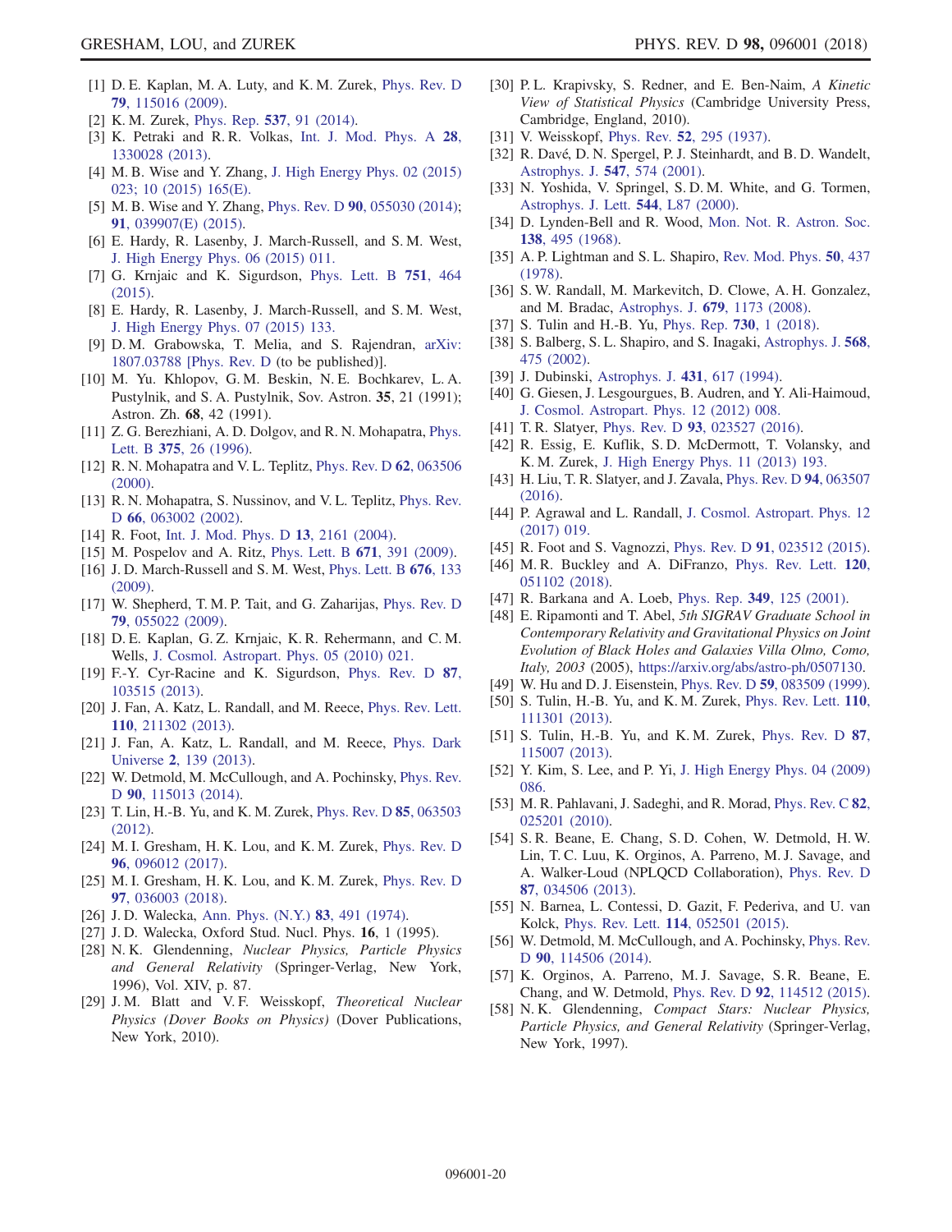[1] D. E. Kaplan, M. A. Luty, and K. M. Zurek, Phys. Rev. D **79**, 115016 (2009).
[2] K. M. Zurek, Phys. Rep. **537**, 91 (2014).
[3] K. Petraki and R. R. Volkas, Int. J. Mod. Phys. A **28**, 1330028 (2013).
[4] M. B. Wise and Y. Zhang, J. High Energy Phys. 02 (2015) 023; 10 (2015) 165(E).
[5] M. B. Wise and Y. Zhang, Phys. Rev. D **90**, 055030 (2014); **91**, 039907(E) (2015).
[6] E. Hardy, R. Lasenby, J. March-Russell, and S. M. West, J. High Energy Phys. 06 (2015) 011.
[7] G. Krnjaic and K. Sigurdson, Phys. Lett. B **751**, 464 (2015).
[8] E. Hardy, R. Lasenby, J. March-Russell, and S. M. West, J. High Energy Phys. 07 (2015) 133.
[9] D. M. Grabowska, T. Melia, and S. Rajendran, arXiv: 1807.03788 [Phys. Rev. D (to be published)].
[10] M. Yu. Khlopov, G. M. Beskin, N. E. Bochkarev, L. A. Pustylnik, and S. A. Pustylnik, Sov. Astron. **35**, 21 (1991); Astron. Zh. **68**, 42 (1991).
[11] Z. G. Berezhiani, A. D. Dolgov, and R. N. Mohapatra, Phys. Lett. B **375**, 26 (1996).
[12] R. N. Mohapatra and V. L. Teplitz, Phys. Rev. D **62**, 063506 (2000).
[13] R. N. Mohapatra, S. Nussinov, and V. L. Teplitz, Phys. Rev. D **66**, 063002 (2002).
[14] R. Foot, Int. J. Mod. Phys. D **13**, 2161 (2004).
[15] M. Pospelov and A. Ritz, Phys. Lett. B **671**, 391 (2009).
[16] J. D. March-Russell and S. M. West, Phys. Lett. B **676**, 133 (2009).
[17] W. Shepherd, T. M. P. Tait, and G. Zaharijas, Phys. Rev. D **79**, 055022 (2009).
[18] D. E. Kaplan, G. Z. Krnjaic, K. R. Rehermann, and C. M. Wells, J. Cosmol. Astropart. Phys. 05 (2010) 021.
[19] F.-Y. Cyr-Racine and K. Sigurdson, Phys. Rev. D **87**, 103515 (2013).
[20] J. Fan, A. Katz, L. Randall, and M. Reece, Phys. Rev. Lett. **110**, 211302 (2013).
[21] J. Fan, A. Katz, L. Randall, and M. Reece, Phys. Dark Universe **2**, 139 (2013).
[22] W. Detmold, M. McCullough, and A. Pochinsky, Phys. Rev. D **90**, 115013 (2014).
[23] T. Lin, H.-B. Yu, and K. M. Zurek, Phys. Rev. D **85**, 063503 (2012).
[24] M. I. Gresham, H. K. Lou, and K. M. Zurek, Phys. Rev. D **96**, 096012 (2017).
[25] M. I. Gresham, H. K. Lou, and K. M. Zurek, Phys. Rev. D **97**, 036003 (2018).
[26] J. D. Walecka, Ann. Phys. (N.Y.) **83**, 491 (1974).
[27] J. D. Walecka, Oxford Stud. Nucl. Phys. **16**, 1 (1995).
[28] N. K. Glendenning, *Nuclear Physics, Particle Physics and General Relativity* (Springer-Verlag, New York, 1996), Vol. XIV, p. 87.
[29] J. M. Blatt and V. F. Weisskopf, *Theoretical Nuclear Physics (Dover Books on Physics)* (Dover Publications, New York, 2010).
[30] P. L. Krapivsky, S. Redner, and E. Ben-Naim, *A Kinetic View of Statistical Physics* (Cambridge University Press, Cambridge, England, 2010).
[31] V. Weisskopf, Phys. Rev. **52**, 295 (1937).
[32] R. Davé, D. N. Spergel, P. J. Steinhardt, and B. D. Wandelt, Astrophys. J. **547**, 574 (2001).
[33] N. Yoshida, V. Springel, S. D. M. White, and G. Tormen, Astrophys. J. Lett. **544**, L87 (2000).
[34] D. Lynden-Bell and R. Wood, Mon. Not. R. Astron. Soc. **138**, 495 (1968).
[35] A. P. Lightman and S. L. Shapiro, Rev. Mod. Phys. **50**, 437 (1978).
[36] S. W. Randall, M. Markevitch, D. Clowe, A. H. Gonzalez, and M. Bradac, Astrophys. J. **679**, 1173 (2008).
[37] S. Tulin and H.-B. Yu, Phys. Rep. **730**, 1 (2018).
[38] S. Balberg, S. L. Shapiro, and S. Inagaki, Astrophys. J. **568**, 475 (2002).
[39] J. Dubinski, Astrophys. J. **431**, 617 (1994).
[40] G. Giesen, J. Lesgourgues, B. Audren, and Y. Ali-Haimoud, J. Cosmol. Astropart. Phys. 12 (2012) 008.
[41] T. R. Slatyer, Phys. Rev. D **93**, 023527 (2016).
[42] R. Essig, E. Kuflik, S. D. McDermott, T. Volansky, and K. M. Zurek, J. High Energy Phys. 11 (2013) 193.
[43] H. Liu, T. R. Slatyer, and J. Zavala, Phys. Rev. D **94**, 063507 (2016).
[44] P. Agrawal and L. Randall, J. Cosmol. Astropart. Phys. 12 (2017) 019.
[45] R. Foot and S. Vagnozzi, Phys. Rev. D **91**, 023512 (2015).
[46] M. R. Buckley and A. DiFranzo, Phys. Rev. Lett. **120**, 051102 (2018).
[47] R. Barkana and A. Loeb, Phys. Rep. **349**, 125 (2001).
[48] E. Ripamonti and T. Abel, *5th SIGRAV Graduate School in Contemporary Relativity and Gravitational Physics on Joint Evolution of Black Holes and Galaxies Villa Olmo, Como, Italy, 2003* (2005), https://arxiv.org/abs/astro-ph/0507130.
[49] W. Hu and D. J. Eisenstein, Phys. Rev. D **59**, 083509 (1999).
[50] S. Tulin, H.-B. Yu, and K. M. Zurek, Phys. Rev. Lett. **110**, 111301 (2013).
[51] S. Tulin, H.-B. Yu, and K. M. Zurek, Phys. Rev. D **87**, 115007 (2013).
[52] Y. Kim, S. Lee, and P. Yi, J. High Energy Phys. 04 (2009) 086.
[53] M. R. Pahlavani, J. Sadeghi, and R. Morad, Phys. Rev. C **82**, 025201 (2010).
[54] S. R. Beane, E. Chang, S. D. Cohen, W. Detmold, H. W. Lin, T. C. Luu, K. Orginos, A. Parreno, M. J. Savage, and A. Walker-Loud (NPLQCD Collaboration), Phys. Rev. D **87**, 034506 (2013).
[55] N. Barnea, L. Contessi, D. Gazit, F. Pederiva, and U. van Kolck, Phys. Rev. Lett. **114**, 052501 (2015).
[56] W. Detmold, M. McCullough, and A. Pochinsky, Phys. Rev. D **90**, 114506 (2014).
[57] K. Orginos, A. Parreno, M. J. Savage, S. R. Beane, E. Chang, and W. Detmold, Phys. Rev. D **92**, 114512 (2015).
[58] N. K. Glendenning, *Compact Stars: Nuclear Physics, Particle Physics, and General Relativity* (Springer-Verlag, New York, 1997).